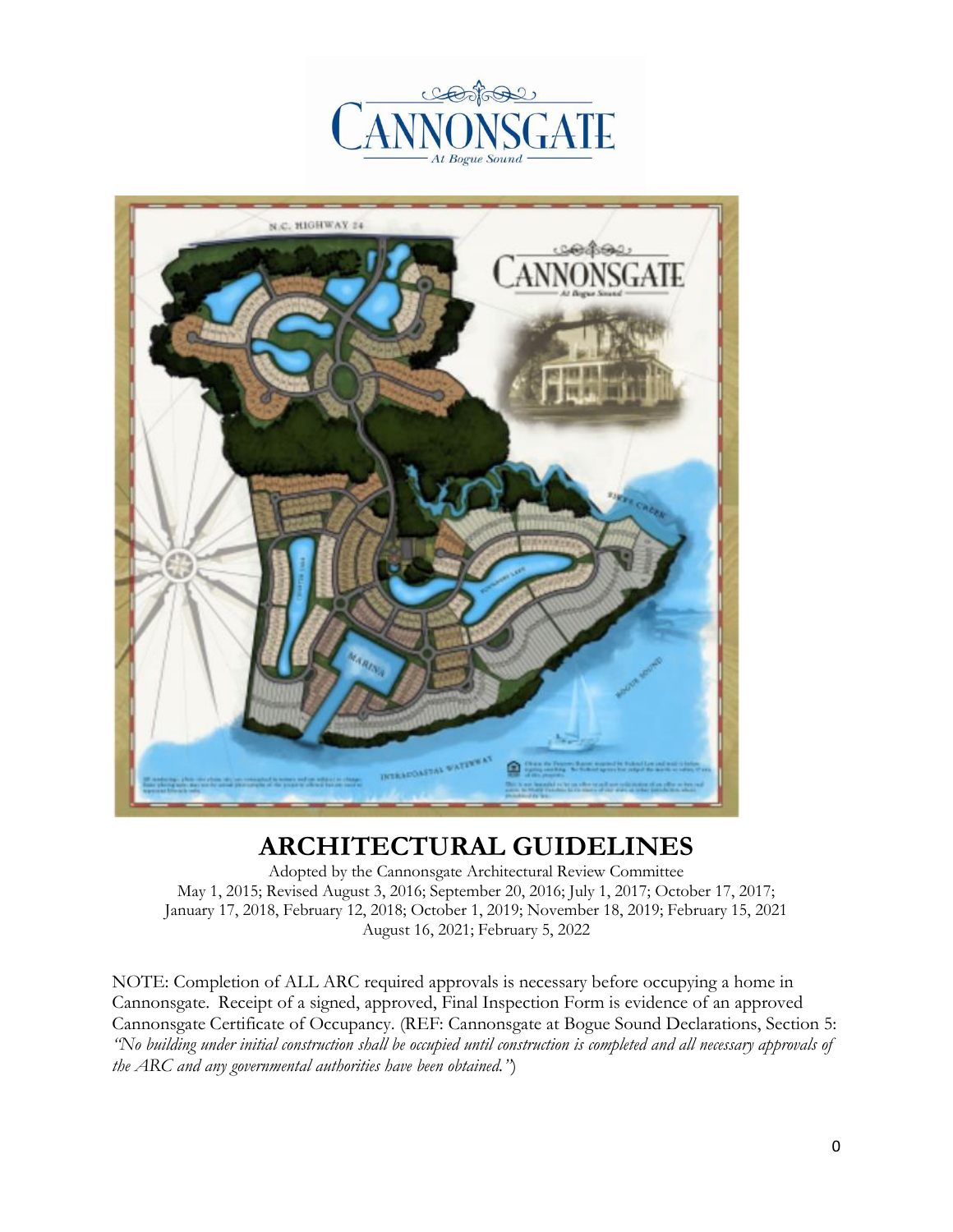# ARCHITECTURAL GUIDELINES

Adopted by the Cannonsgate Architectural Review Committee
May 1, 2015; Revised August 3, 2016; September 20, 2016; July 1, 2017; October 17, 2017; January 17, 2018, February 12, 2018; October 1, 2019; November 18, 2019; February 15, 2021
August 16, 2021; February 5, 2022

NOTE: Completion of ALL ARC required approvals is necessary before occupying a home in Cannonsgate. Receipt of a signed, approved, Final Inspection Form is evidence of an approved Cannonsgate Certificate of Occupancy. (REF: Cannonsgate at Bogue Sound Declarations, Section 5: *"No building under initial construction shall be occupied until construction is completed and all necessary approvals of the ARC and any governmental authorities have been obtained."*)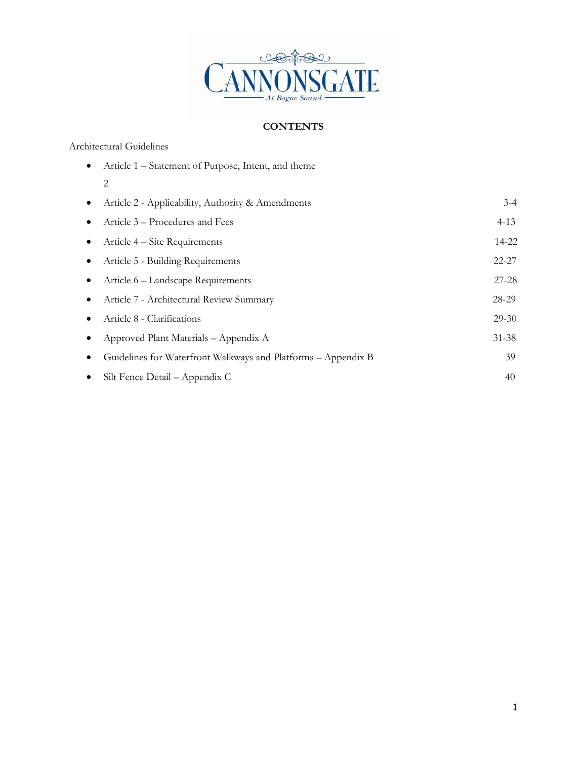**CANNONSGATE**

*At Bogue Sound*

## CONTENTS

Architectural Guidelines

- Article 1 – Statement of Purpose, Intent, and theme 2
- Article 2 - Applicability, Authority & Amendments 3-4
- Article 3 – Procedures and Fees 4-13
- Article 4 – Site Requirements 14-22
- Article 5 - Building Requirements 22-27
- Article 6 – Landscape Requirements 27-28
- Article 7 - Architectural Review Summary 28-29
- Article 8 - Clarifications 29-30
- Approved Plant Materials – Appendix A 31-38
- Guidelines for Waterfront Walkways and Platforms – Appendix B 39
- Silt Fence Detail – Appendix C 40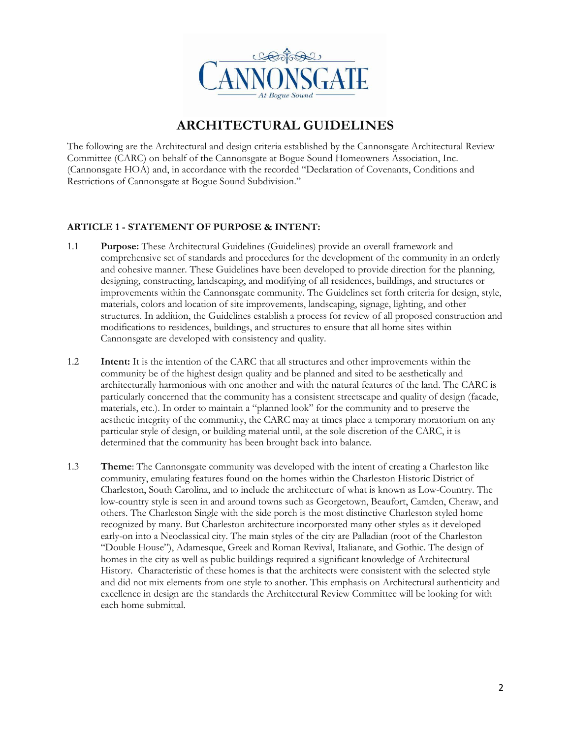# ARCHITECTURAL GUIDELINES

The following are the Architectural and design criteria established by the Cannonsgate Architectural Review Committee (CARC) on behalf of the Cannonsgate at Bogue Sound Homeowners Association, Inc. (Cannonsgate HOA) and, in accordance with the recorded "Declaration of Covenants, Conditions and Restrictions of Cannonsgate at Bogue Sound Subdivision."

## ARTICLE 1 - STATEMENT OF PURPOSE & INTENT:

1.1 **Purpose:** These Architectural Guidelines (Guidelines) provide an overall framework and comprehensive set of standards and procedures for the development of the community in an orderly and cohesive manner. These Guidelines have been developed to provide direction for the planning, designing, constructing, landscaping, and modifying of all residences, buildings, and structures or improvements within the Cannonsgate community. The Guidelines set forth criteria for design, style, materials, colors and location of site improvements, landscaping, signage, lighting, and other structures. In addition, the Guidelines establish a process for review of all proposed construction and modifications to residences, buildings, and structures to ensure that all home sites within Cannonsgate are developed with consistency and quality.

1.2 **Intent:** It is the intention of the CARC that all structures and other improvements within the community be of the highest design quality and be planned and sited to be aesthetically and architecturally harmonious with one another and with the natural features of the land. The CARC is particularly concerned that the community has a consistent streetscape and quality of design (facade, materials, etc.). In order to maintain a "planned look" for the community and to preserve the aesthetic integrity of the community, the CARC may at times place a temporary moratorium on any particular style of design, or building material until, at the sole discretion of the CARC, it is determined that the community has been brought back into balance.

1.3 **Theme**: The Cannonsgate community was developed with the intent of creating a Charleston like community, emulating features found on the homes within the Charleston Historic District of Charleston, South Carolina, and to include the architecture of what is known as Low-Country. The low-country style is seen in and around towns such as Georgetown, Beaufort, Camden, Cheraw, and others. The Charleston Single with the side porch is the most distinctive Charleston styled home recognized by many. But Charleston architecture incorporated many other styles as it developed early-on into a Neoclassical city. The main styles of the city are Palladian (root of the Charleston "Double House"), Adamesque, Greek and Roman Revival, Italianate, and Gothic. The design of homes in the city as well as public buildings required a significant knowledge of Architectural History. Characteristic of these homes is that the architects were consistent with the selected style and did not mix elements from one style to another. This emphasis on Architectural authenticity and excellence in design are the standards the Architectural Review Committee will be looking for with each home submittal.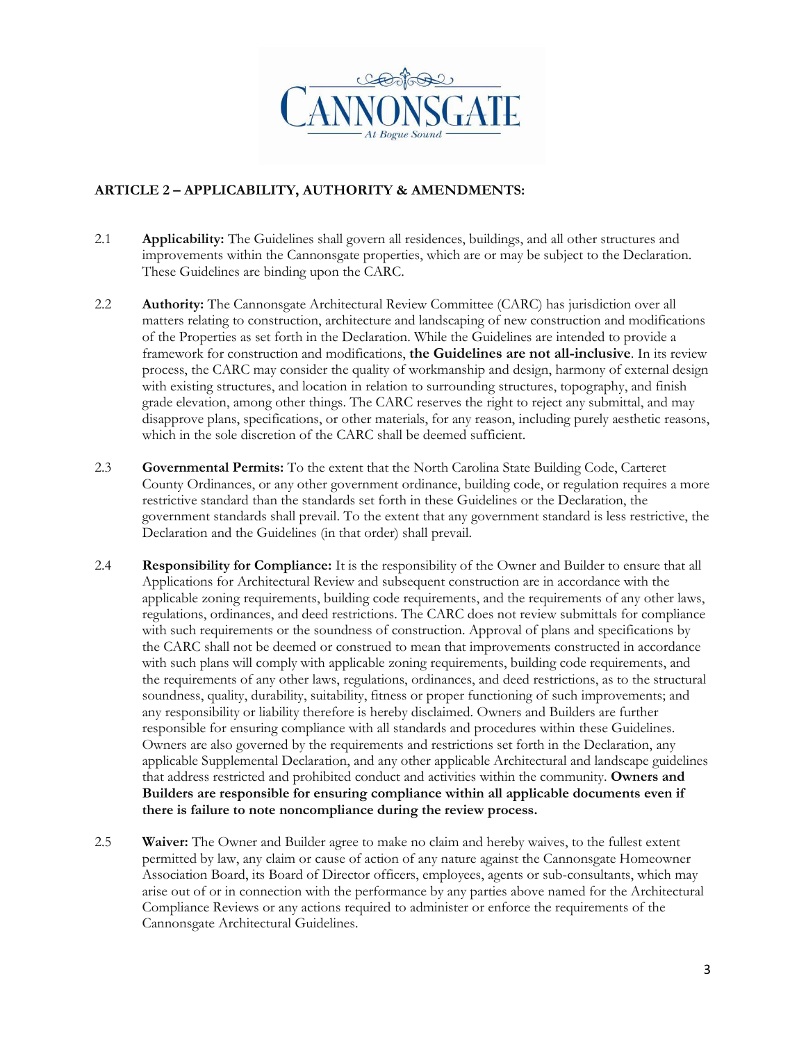## ARTICLE 2 – APPLICABILITY, AUTHORITY & AMENDMENTS:

2.1 **Applicability:** The Guidelines shall govern all residences, buildings, and all other structures and improvements within the Cannonsgate properties, which are or may be subject to the Declaration. These Guidelines are binding upon the CARC.

2.2 **Authority:** The Cannonsgate Architectural Review Committee (CARC) has jurisdiction over all matters relating to construction, architecture and landscaping of new construction and modifications of the Properties as set forth in the Declaration. While the Guidelines are intended to provide a framework for construction and modifications, **the Guidelines are not all-inclusive**. In its review process, the CARC may consider the quality of workmanship and design, harmony of external design with existing structures, and location in relation to surrounding structures, topography, and finish grade elevation, among other things. The CARC reserves the right to reject any submittal, and may disapprove plans, specifications, or other materials, for any reason, including purely aesthetic reasons, which in the sole discretion of the CARC shall be deemed sufficient.

2.3 **Governmental Permits:** To the extent that the North Carolina State Building Code, Carteret County Ordinances, or any other government ordinance, building code, or regulation requires a more restrictive standard than the standards set forth in these Guidelines or the Declaration, the government standards shall prevail. To the extent that any government standard is less restrictive, the Declaration and the Guidelines (in that order) shall prevail.

2.4 **Responsibility for Compliance:** It is the responsibility of the Owner and Builder to ensure that all Applications for Architectural Review and subsequent construction are in accordance with the applicable zoning requirements, building code requirements, and the requirements of any other laws, regulations, ordinances, and deed restrictions. The CARC does not review submittals for compliance with such requirements or the soundness of construction. Approval of plans and specifications by the CARC shall not be deemed or construed to mean that improvements constructed in accordance with such plans will comply with applicable zoning requirements, building code requirements, and the requirements of any other laws, regulations, ordinances, and deed restrictions, as to the structural soundness, quality, durability, suitability, fitness or proper functioning of such improvements; and any responsibility or liability therefore is hereby disclaimed. Owners and Builders are further responsible for ensuring compliance with all standards and procedures within these Guidelines. Owners are also governed by the requirements and restrictions set forth in the Declaration, any applicable Supplemental Declaration, and any other applicable Architectural and landscape guidelines that address restricted and prohibited conduct and activities within the community. **Owners and Builders are responsible for ensuring compliance within all applicable documents even if there is failure to note noncompliance during the review process.**

2.5 **Waiver:** The Owner and Builder agree to make no claim and hereby waives, to the fullest extent permitted by law, any claim or cause of action of any nature against the Cannonsgate Homeowner Association Board, its Board of Director officers, employees, agents or sub-consultants, which may arise out of or in connection with the performance by any parties above named for the Architectural Compliance Reviews or any actions required to administer or enforce the requirements of the Cannonsgate Architectural Guidelines.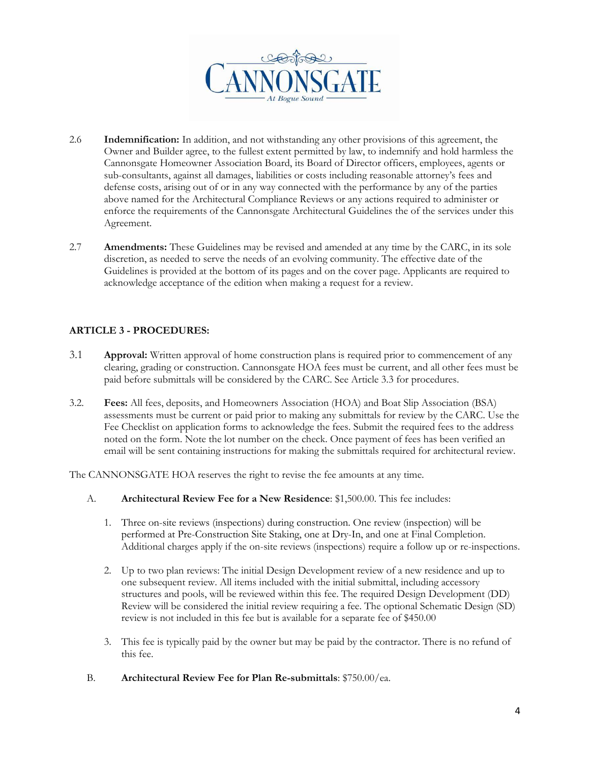2.6 **Indemnification:** In addition, and not withstanding any other provisions of this agreement, the Owner and Builder agree, to the fullest extent permitted by law, to indemnify and hold harmless the Cannonsgate Homeowner Association Board, its Board of Director officers, employees, agents or sub-consultants, against all damages, liabilities or costs including reasonable attorney's fees and defense costs, arising out of or in any way connected with the performance by any of the parties above named for the Architectural Compliance Reviews or any actions required to administer or enforce the requirements of the Cannonsgate Architectural Guidelines the of the services under this Agreement.

2.7 **Amendments:** These Guidelines may be revised and amended at any time by the CARC, in its sole discretion, as needed to serve the needs of an evolving community. The effective date of the Guidelines is provided at the bottom of its pages and on the cover page. Applicants are required to acknowledge acceptance of the edition when making a request for a review.

## ARTICLE 3 - PROCEDURES:

3.1 **Approval:** Written approval of home construction plans is required prior to commencement of any clearing, grading or construction. Cannonsgate HOA fees must be current, and all other fees must be paid before submittals will be considered by the CARC. See Article 3.3 for procedures.

3.2. **Fees:** All fees, deposits, and Homeowners Association (HOA) and Boat Slip Association (BSA) assessments must be current or paid prior to making any submittals for review by the CARC. Use the Fee Checklist on application forms to acknowledge the fees. Submit the required fees to the address noted on the form. Note the lot number on the check. Once payment of fees has been verified an email will be sent containing instructions for making the submittals required for architectural review.

The CANNONSGATE HOA reserves the right to revise the fee amounts at any time.

A. **Architectural Review Fee for a New Residence**: $1,500.00. This fee includes:

1. Three on-site reviews (inspections) during construction. One review (inspection) will be performed at Pre-Construction Site Staking, one at Dry-In, and one at Final Completion. Additional charges apply if the on-site reviews (inspections) require a follow up or re-inspections.

2. Up to two plan reviews: The initial Design Development review of a new residence and up to one subsequent review. All items included with the initial submittal, including accessory structures and pools, will be reviewed within this fee. The required Design Development (DD) Review will be considered the initial review requiring a fee. The optional Schematic Design (SD) review is not included in this fee but is available for a separate fee of $450.00

3. This fee is typically paid by the owner but may be paid by the contractor. There is no refund of this fee.

B. **Architectural Review Fee for Plan Re-submittals**: $750.00/ea.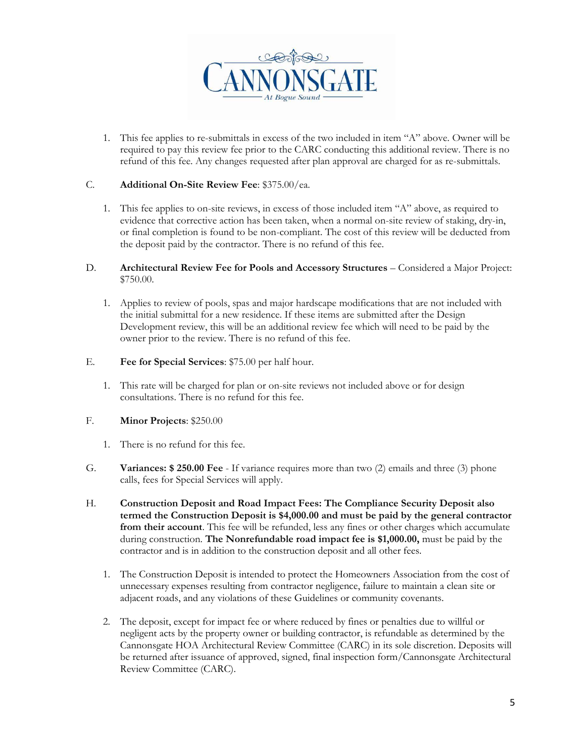1. This fee applies to re-submittals in excess of the two included in item "A" above. Owner will be required to pay this review fee prior to the CARC conducting this additional review. There is no refund of this fee. Any changes requested after plan approval are charged for as re-submittals.

C. **Additional On-Site Review Fee**: $375.00/ea.

1. This fee applies to on-site reviews, in excess of those included item "A" above, as required to evidence that corrective action has been taken, when a normal on-site review of staking, dry-in, or final completion is found to be non-compliant. The cost of this review will be deducted from the deposit paid by the contractor. There is no refund of this fee.

D. **Architectural Review Fee for Pools and Accessory Structures** – Considered a Major Project: $750.00.

1. Applies to review of pools, spas and major hardscape modifications that are not included with the initial submittal for a new residence. If these items are submitted after the Design Development review, this will be an additional review fee which will need to be paid by the owner prior to the review. There is no refund of this fee.

E. **Fee for Special Services**: $75.00 per half hour.

1. This rate will be charged for plan or on-site reviews not included above or for design consultations. There is no refund for this fee.

F. **Minor Projects**: $250.00

1. There is no refund for this fee.

G. **Variances: $ 250.00 Fee** - If variance requires more than two (2) emails and three (3) phone calls, fees for Special Services will apply.

H. **Construction Deposit and Road Impact Fees: The Compliance Security Deposit also termed the Construction Deposit is $4,000.00 and must be paid by the general contractor from their account**. This fee will be refunded, less any fines or other charges which accumulate during construction. **The Nonrefundable road impact fee is $1,000.00,** must be paid by the contractor and is in addition to the construction deposit and all other fees.

1. The Construction Deposit is intended to protect the Homeowners Association from the cost of unnecessary expenses resulting from contractor negligence, failure to maintain a clean site or adjacent roads, and any violations of these Guidelines or community covenants.
2. The deposit, except for impact fee or where reduced by fines or penalties due to willful or negligent acts by the property owner or building contractor, is refundable as determined by the Cannonsgate HOA Architectural Review Committee (CARC) in its sole discretion. Deposits will be returned after issuance of approved, signed, final inspection form/Cannonsgate Architectural Review Committee (CARC).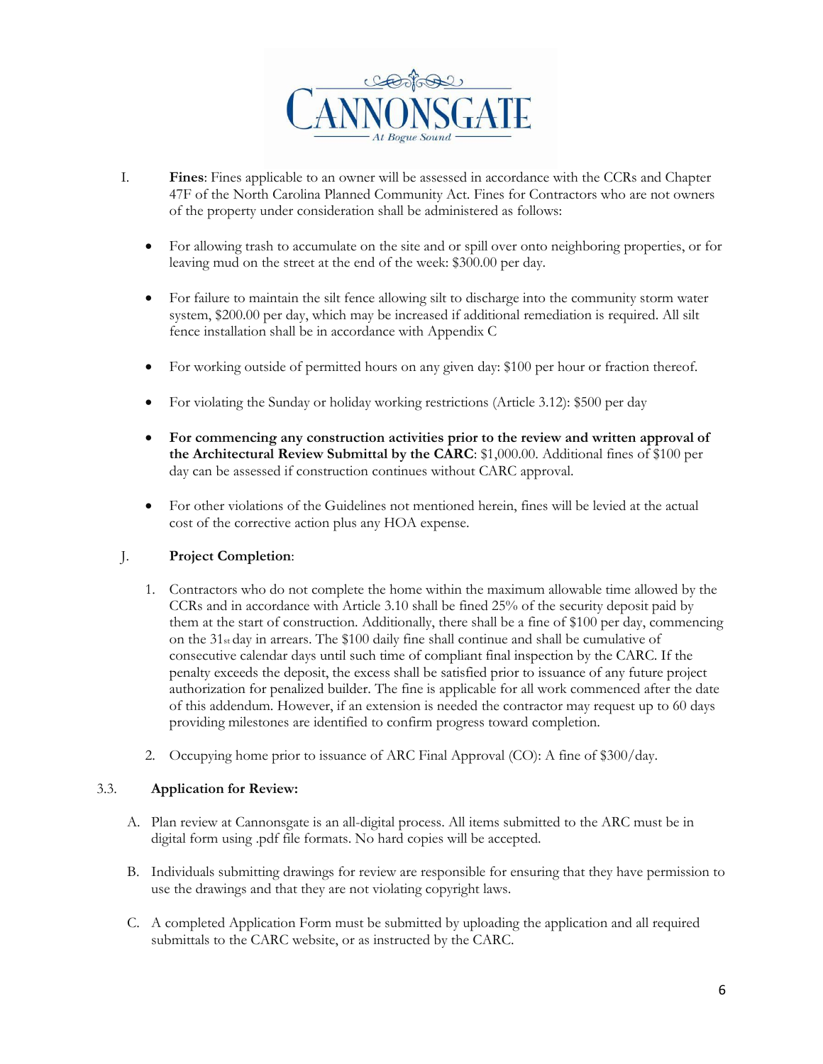I. **Fines**: Fines applicable to an owner will be assessed in accordance with the CCRs and Chapter 47F of the North Carolina Planned Community Act. Fines for Contractors who are not owners of the property under consideration shall be administered as follows:

- For allowing trash to accumulate on the site and or spill over onto neighboring properties, or for leaving mud on the street at the end of the week: $300.00 per day.
- For failure to maintain the silt fence allowing silt to discharge into the community storm water system, $200.00 per day, which may be increased if additional remediation is required. All silt fence installation shall be in accordance with Appendix C
- For working outside of permitted hours on any given day: $100 per hour or fraction thereof.
- For violating the Sunday or holiday working restrictions (Article 3.12): $500 per day
- **For commencing any construction activities prior to the review and written approval of the Architectural Review Submittal by the CARC**: $1,000.00. Additional fines of $100 per day can be assessed if construction continues without CARC approval.
- For other violations of the Guidelines not mentioned herein, fines will be levied at the actual cost of the corrective action plus any HOA expense.

J. **Project Completion**:

1. Contractors who do not complete the home within the maximum allowable time allowed by the CCRs and in accordance with Article 3.10 shall be fined 25% of the security deposit paid by them at the start of construction. Additionally, there shall be a fine of $100 per day, commencing on the 31st day in arrears. The $100 daily fine shall continue and shall be cumulative of consecutive calendar days until such time of compliant final inspection by the CARC. If the penalty exceeds the deposit, the excess shall be satisfied prior to issuance of any future project authorization for penalized builder. The fine is applicable for all work commenced after the date of this addendum. However, if an extension is needed the contractor may request up to 60 days providing milestones are identified to confirm progress toward completion.
2. Occupying home prior to issuance of ARC Final Approval (CO): A fine of $300/day.

## 3.3. Application for Review:

A. Plan review at Cannonsgate is an all-digital process. All items submitted to the ARC must be in digital form using .pdf file formats. No hard copies will be accepted.

B. Individuals submitting drawings for review are responsible for ensuring that they have permission to use the drawings and that they are not violating copyright laws.

C. A completed Application Form must be submitted by uploading the application and all required submittals to the CARC website, or as instructed by the CARC.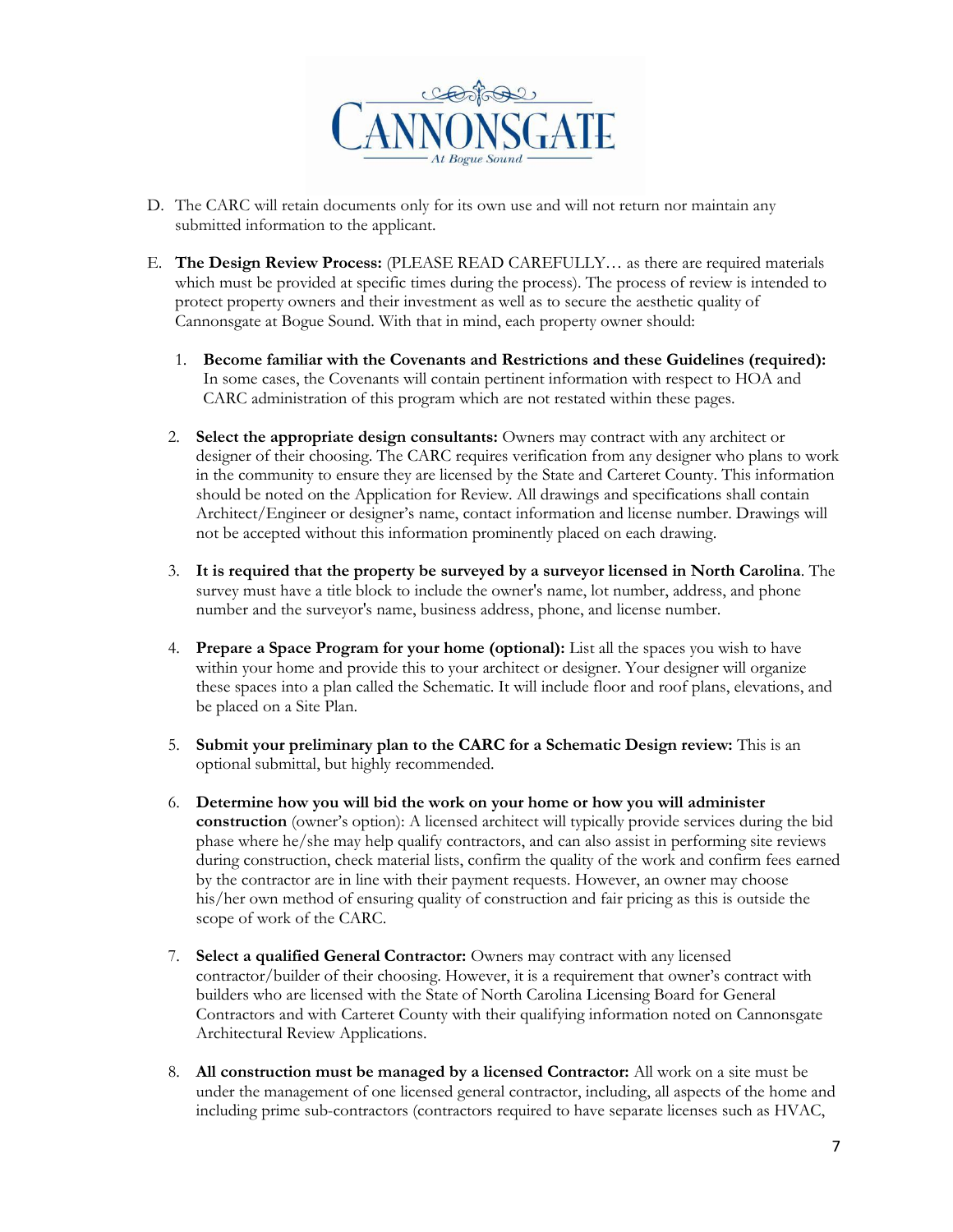D. The CARC will retain documents only for its own use and will not return nor maintain any submitted information to the applicant.

E. **The Design Review Process:** (PLEASE READ CAREFULLY… as there are required materials which must be provided at specific times during the process). The process of review is intended to protect property owners and their investment as well as to secure the aesthetic quality of Cannonsgate at Bogue Sound. With that in mind, each property owner should:

1. **Become familiar with the Covenants and Restrictions and these Guidelines (required):** In some cases, the Covenants will contain pertinent information with respect to HOA and CARC administration of this program which are not restated within these pages.

2. **Select the appropriate design consultants:** Owners may contract with any architect or designer of their choosing. The CARC requires verification from any designer who plans to work in the community to ensure they are licensed by the State and Carteret County. This information should be noted on the Application for Review. All drawings and specifications shall contain Architect/Engineer or designer's name, contact information and license number. Drawings will not be accepted without this information prominently placed on each drawing.

3. **It is required that the property be surveyed by a surveyor licensed in North Carolina**. The survey must have a title block to include the owner's name, lot number, address, and phone number and the surveyor's name, business address, phone, and license number.

4. **Prepare a Space Program for your home (optional):** List all the spaces you wish to have within your home and provide this to your architect or designer. Your designer will organize these spaces into a plan called the Schematic. It will include floor and roof plans, elevations, and be placed on a Site Plan.

5. **Submit your preliminary plan to the CARC for a Schematic Design review:** This is an optional submittal, but highly recommended.

6. **Determine how you will bid the work on your home or how you will administer construction** (owner's option): A licensed architect will typically provide services during the bid phase where he/she may help qualify contractors, and can also assist in performing site reviews during construction, check material lists, confirm the quality of the work and confirm fees earned by the contractor are in line with their payment requests. However, an owner may choose his/her own method of ensuring quality of construction and fair pricing as this is outside the scope of work of the CARC.

7. **Select a qualified General Contractor:** Owners may contract with any licensed contractor/builder of their choosing. However, it is a requirement that owner's contract with builders who are licensed with the State of North Carolina Licensing Board for General Contractors and with Carteret County with their qualifying information noted on Cannonsgate Architectural Review Applications.

8. **All construction must be managed by a licensed Contractor:** All work on a site must be under the management of one licensed general contractor, including, all aspects of the home and including prime sub-contractors (contractors required to have separate licenses such as HVAC,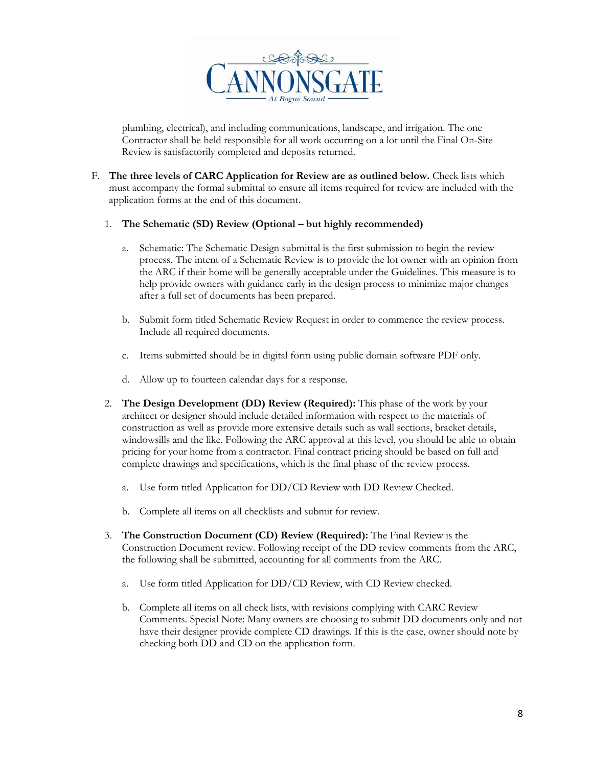plumbing, electrical), and including communications, landscape, and irrigation. The one Contractor shall be held responsible for all work occurring on a lot until the Final On-Site Review is satisfactorily completed and deposits returned.

F. **The three levels of CARC Application for Review are as outlined below.** Check lists which must accompany the formal submittal to ensure all items required for review are included with the application forms at the end of this document.

1. **The Schematic (SD) Review (Optional – but highly recommended)**

   a. Schematic: The Schematic Design submittal is the first submission to begin the review process. The intent of a Schematic Review is to provide the lot owner with an opinion from the ARC if their home will be generally acceptable under the Guidelines. This measure is to help provide owners with guidance early in the design process to minimize major changes after a full set of documents has been prepared.

   b. Submit form titled Schematic Review Request in order to commence the review process. Include all required documents.

   c. Items submitted should be in digital form using public domain software PDF only.

   d. Allow up to fourteen calendar days for a response.

2. **The Design Development (DD) Review (Required):** This phase of the work by your architect or designer should include detailed information with respect to the materials of construction as well as provide more extensive details such as wall sections, bracket details, windowsills and the like. Following the ARC approval at this level, you should be able to obtain pricing for your home from a contractor. Final contract pricing should be based on full and complete drawings and specifications, which is the final phase of the review process.

   a. Use form titled Application for DD/CD Review with DD Review Checked.

   b. Complete all items on all checklists and submit for review.

3. **The Construction Document (CD) Review (Required):** The Final Review is the Construction Document review. Following receipt of the DD review comments from the ARC, the following shall be submitted, accounting for all comments from the ARC.

   a. Use form titled Application for DD/CD Review, with CD Review checked.

   b. Complete all items on all check lists, with revisions complying with CARC Review Comments. Special Note: Many owners are choosing to submit DD documents only and not have their designer provide complete CD drawings. If this is the case, owner should note by checking both DD and CD on the application form.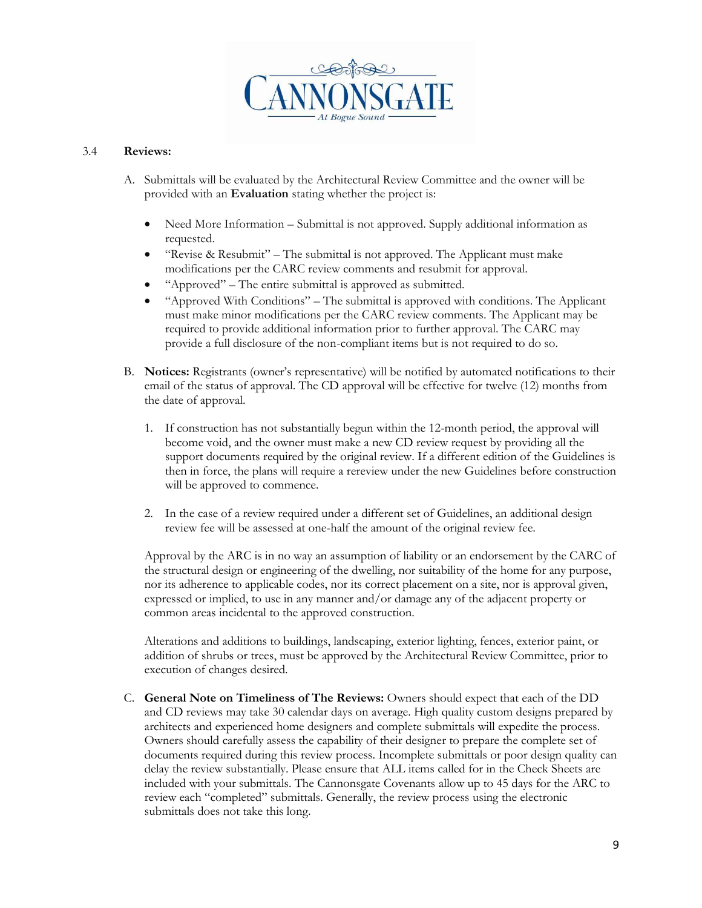### 3.4 **Reviews:**

A. Submittals will be evaluated by the Architectural Review Committee and the owner will be provided with an **Evaluation** stating whether the project is:

- Need More Information – Submittal is not approved. Supply additional information as requested.
- "Revise & Resubmit" – The submittal is not approved. The Applicant must make modifications per the CARC review comments and resubmit for approval.
- "Approved" – The entire submittal is approved as submitted.
- "Approved With Conditions" – The submittal is approved with conditions. The Applicant must make minor modifications per the CARC review comments. The Applicant may be required to provide additional information prior to further approval. The CARC may provide a full disclosure of the non-compliant items but is not required to do so.

B. **Notices:** Registrants (owner's representative) will be notified by automated notifications to their email of the status of approval. The CD approval will be effective for twelve (12) months from the date of approval.

1. If construction has not substantially begun within the 12-month period, the approval will become void, and the owner must make a new CD review request by providing all the support documents required by the original review. If a different edition of the Guidelines is then in force, the plans will require a rereview under the new Guidelines before construction will be approved to commence.
2. In the case of a review required under a different set of Guidelines, an additional design review fee will be assessed at one-half the amount of the original review fee.

Approval by the ARC is in no way an assumption of liability or an endorsement by the CARC of the structural design or engineering of the dwelling, nor suitability of the home for any purpose, nor its adherence to applicable codes, nor its correct placement on a site, nor is approval given, expressed or implied, to use in any manner and/or damage any of the adjacent property or common areas incidental to the approved construction.

Alterations and additions to buildings, landscaping, exterior lighting, fences, exterior paint, or addition of shrubs or trees, must be approved by the Architectural Review Committee, prior to execution of changes desired.

C. **General Note on Timeliness of The Reviews:** Owners should expect that each of the DD and CD reviews may take 30 calendar days on average. High quality custom designs prepared by architects and experienced home designers and complete submittals will expedite the process. Owners should carefully assess the capability of their designer to prepare the complete set of documents required during this review process. Incomplete submittals or poor design quality can delay the review substantially. Please ensure that ALL items called for in the Check Sheets are included with your submittals. The Cannonsgate Covenants allow up to 45 days for the ARC to review each "completed" submittals. Generally, the review process using the electronic submittals does not take this long.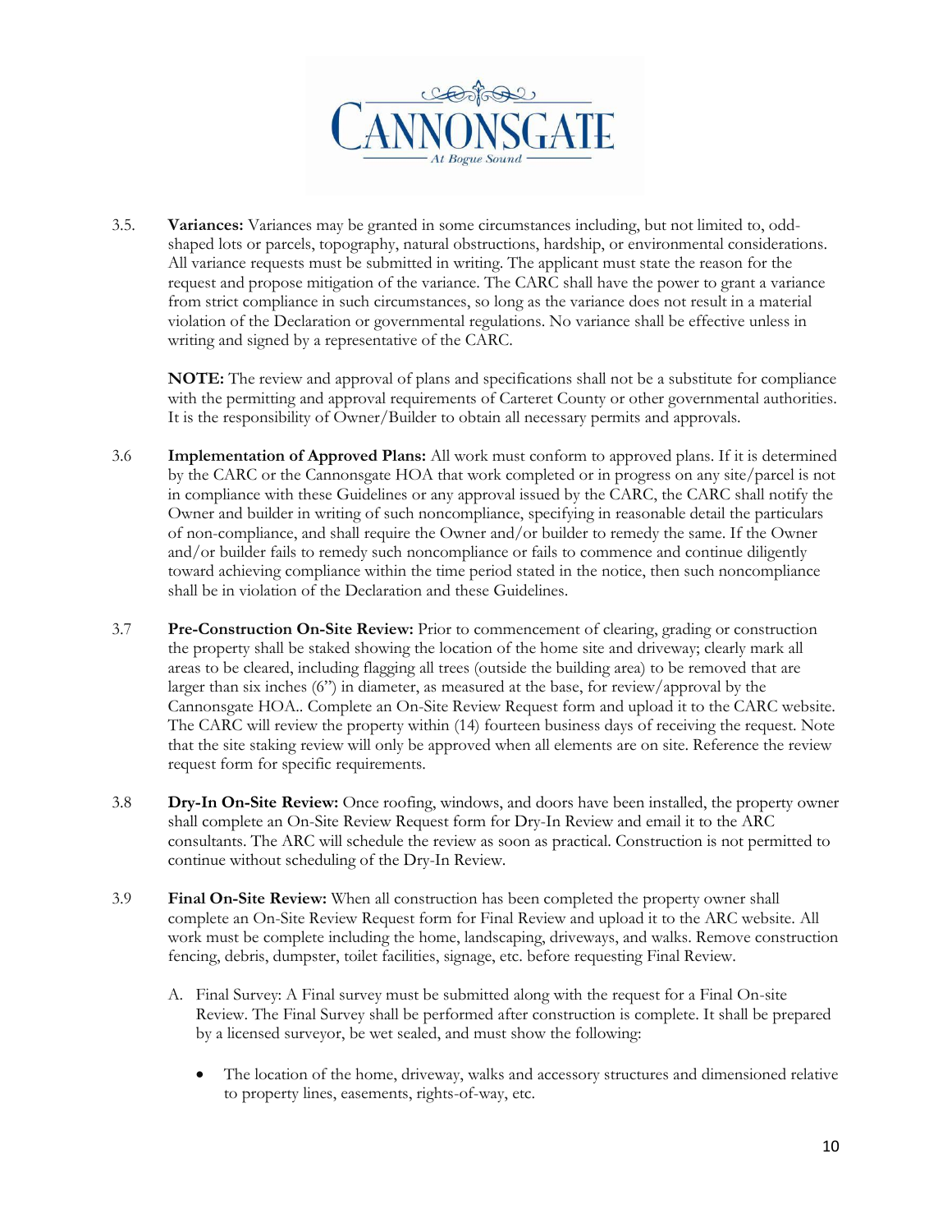3.5. **Variances:** Variances may be granted in some circumstances including, but not limited to, odd-shaped lots or parcels, topography, natural obstructions, hardship, or environmental considerations. All variance requests must be submitted in writing. The applicant must state the reason for the request and propose mitigation of the variance. The CARC shall have the power to grant a variance from strict compliance in such circumstances, so long as the variance does not result in a material violation of the Declaration or governmental regulations. No variance shall be effective unless in writing and signed by a representative of the CARC.

**NOTE:** The review and approval of plans and specifications shall not be a substitute for compliance with the permitting and approval requirements of Carteret County or other governmental authorities. It is the responsibility of Owner/Builder to obtain all necessary permits and approvals.

3.6 **Implementation of Approved Plans:** All work must conform to approved plans. If it is determined by the CARC or the Cannonsgate HOA that work completed or in progress on any site/parcel is not in compliance with these Guidelines or any approval issued by the CARC, the CARC shall notify the Owner and builder in writing of such noncompliance, specifying in reasonable detail the particulars of non-compliance, and shall require the Owner and/or builder to remedy the same. If the Owner and/or builder fails to remedy such noncompliance or fails to commence and continue diligently toward achieving compliance within the time period stated in the notice, then such noncompliance shall be in violation of the Declaration and these Guidelines.

3.7 **Pre-Construction On-Site Review:** Prior to commencement of clearing, grading or construction the property shall be staked showing the location of the home site and driveway; clearly mark all areas to be cleared, including flagging all trees (outside the building area) to be removed that are larger than six inches (6") in diameter, as measured at the base, for review/approval by the Cannonsgate HOA.. Complete an On-Site Review Request form and upload it to the CARC website. The CARC will review the property within (14) fourteen business days of receiving the request. Note that the site staking review will only be approved when all elements are on site. Reference the review request form for specific requirements.

3.8 **Dry-In On-Site Review:** Once roofing, windows, and doors have been installed, the property owner shall complete an On-Site Review Request form for Dry-In Review and email it to the ARC consultants. The ARC will schedule the review as soon as practical. Construction is not permitted to continue without scheduling of the Dry-In Review.

3.9 **Final On-Site Review:** When all construction has been completed the property owner shall complete an On-Site Review Request form for Final Review and upload it to the ARC website. All work must be complete including the home, landscaping, driveways, and walks. Remove construction fencing, debris, dumpster, toilet facilities, signage, etc. before requesting Final Review.

A. Final Survey: A Final survey must be submitted along with the request for a Final On-site Review. The Final Survey shall be performed after construction is complete. It shall be prepared by a licensed surveyor, be wet sealed, and must show the following:

- The location of the home, driveway, walks and accessory structures and dimensioned relative to property lines, easements, rights-of-way, etc.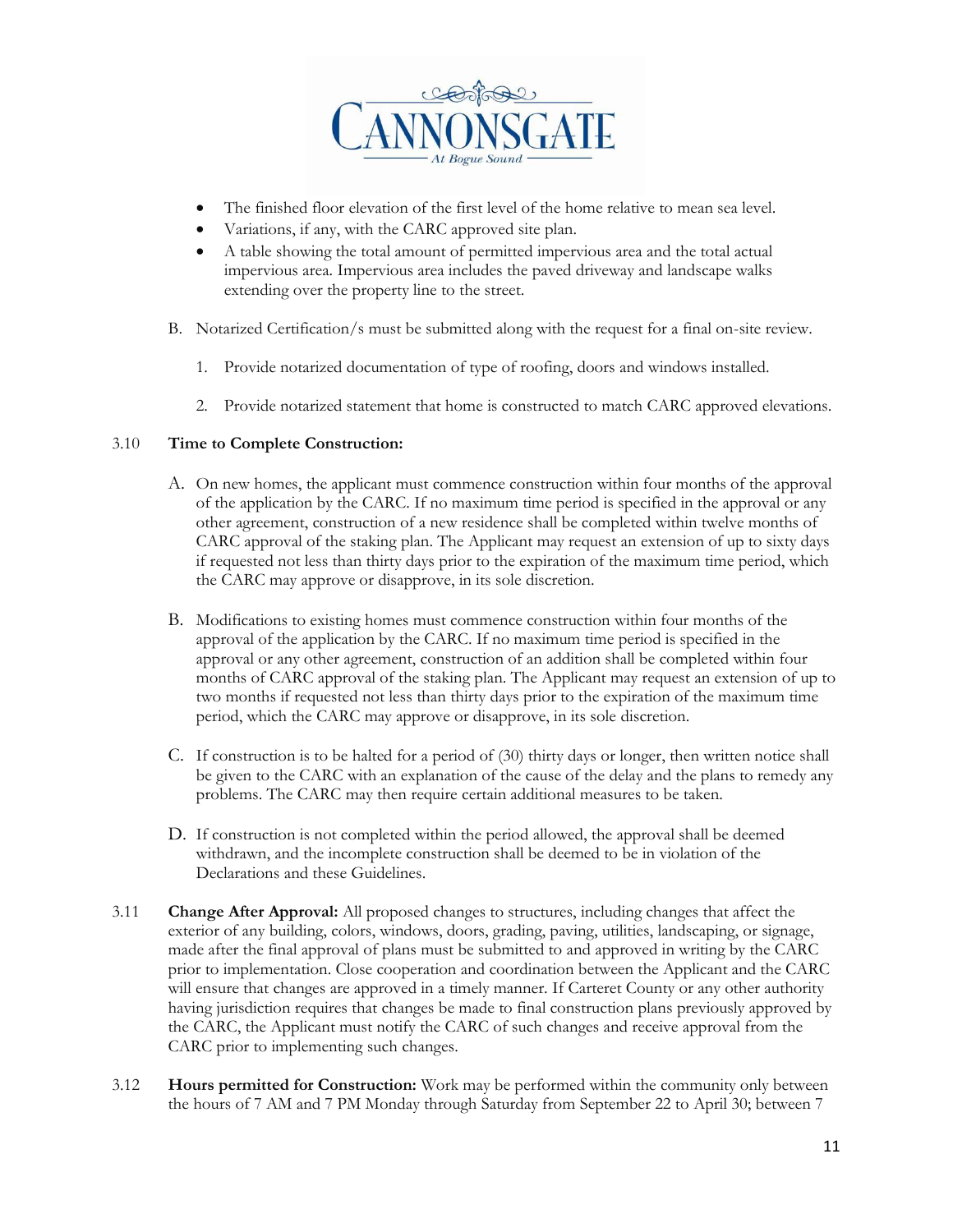- The finished floor elevation of the first level of the home relative to mean sea level.
- Variations, if any, with the CARC approved site plan.
- A table showing the total amount of permitted impervious area and the total actual impervious area. Impervious area includes the paved driveway and landscape walks extending over the property line to the street.

B. Notarized Certification/s must be submitted along with the request for a final on-site review.

1. Provide notarized documentation of type of roofing, doors and windows installed.

2. Provide notarized statement that home is constructed to match CARC approved elevations.

3.10 **Time to Complete Construction:**

A. On new homes, the applicant must commence construction within four months of the approval of the application by the CARC. If no maximum time period is specified in the approval or any other agreement, construction of a new residence shall be completed within twelve months of CARC approval of the staking plan. The Applicant may request an extension of up to sixty days if requested not less than thirty days prior to the expiration of the maximum time period, which the CARC may approve or disapprove, in its sole discretion.

B. Modifications to existing homes must commence construction within four months of the approval of the application by the CARC. If no maximum time period is specified in the approval or any other agreement, construction of an addition shall be completed within four months of CARC approval of the staking plan. The Applicant may request an extension of up to two months if requested not less than thirty days prior to the expiration of the maximum time period, which the CARC may approve or disapprove, in its sole discretion.

C. If construction is to be halted for a period of (30) thirty days or longer, then written notice shall be given to the CARC with an explanation of the cause of the delay and the plans to remedy any problems. The CARC may then require certain additional measures to be taken.

D. If construction is not completed within the period allowed, the approval shall be deemed withdrawn, and the incomplete construction shall be deemed to be in violation of the Declarations and these Guidelines.

3.11 **Change After Approval:** All proposed changes to structures, including changes that affect the exterior of any building, colors, windows, doors, grading, paving, utilities, landscaping, or signage, made after the final approval of plans must be submitted to and approved in writing by the CARC prior to implementation. Close cooperation and coordination between the Applicant and the CARC will ensure that changes are approved in a timely manner. If Carteret County or any other authority having jurisdiction requires that changes be made to final construction plans previously approved by the CARC, the Applicant must notify the CARC of such changes and receive approval from the CARC prior to implementing such changes.

3.12 **Hours permitted for Construction:** Work may be performed within the community only between the hours of 7 AM and 7 PM Monday through Saturday from September 22 to April 30; between 7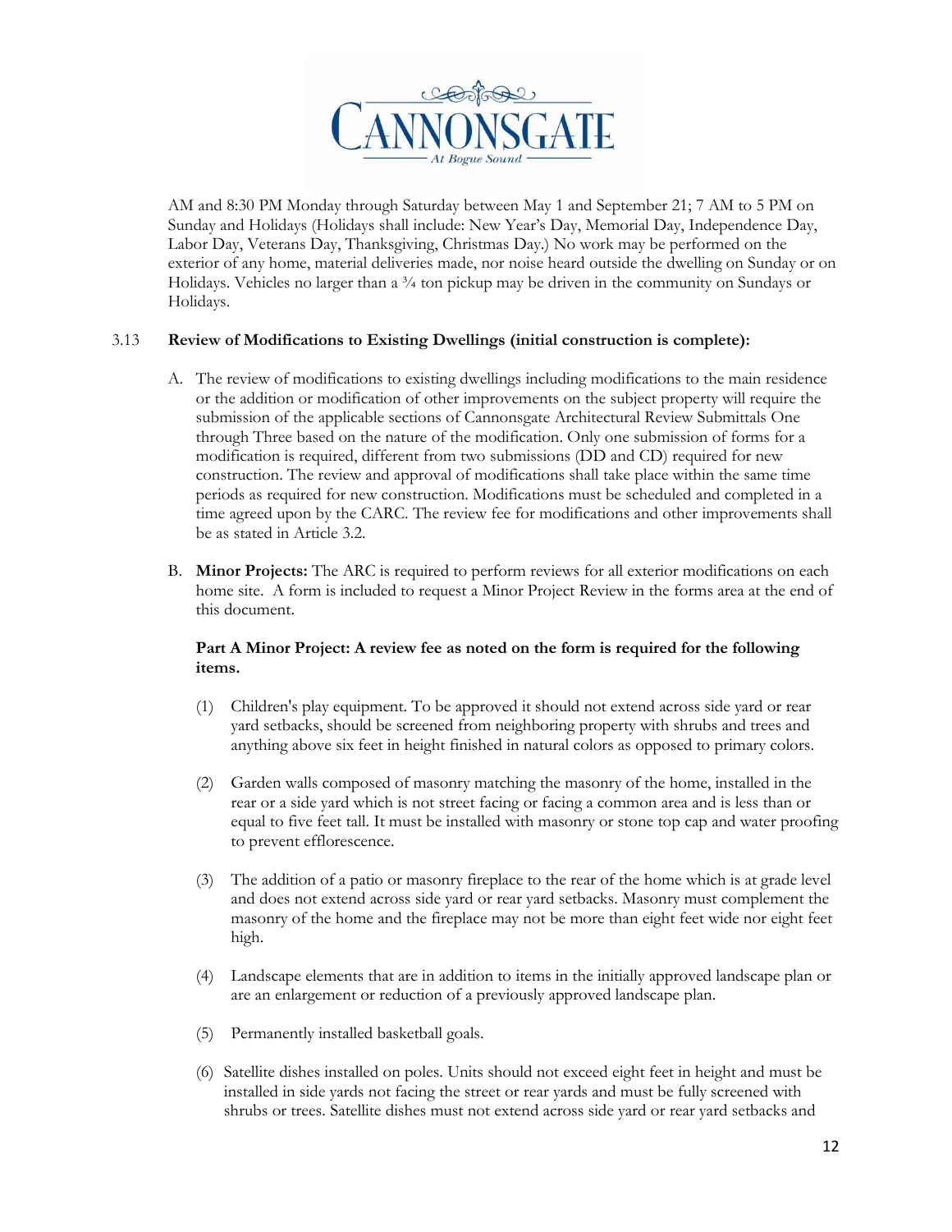AM and 8:30 PM Monday through Saturday between May 1 and September 21; 7 AM to 5 PM on Sunday and Holidays (Holidays shall include: New Year's Day, Memorial Day, Independence Day, Labor Day, Veterans Day, Thanksgiving, Christmas Day.) No work may be performed on the exterior of any home, material deliveries made, nor noise heard outside the dwelling on Sunday or on Holidays. Vehicles no larger than a ¾ ton pickup may be driven in the community on Sundays or Holidays.

3.13 **Review of Modifications to Existing Dwellings (initial construction is complete):**

A. The review of modifications to existing dwellings including modifications to the main residence or the addition or modification of other improvements on the subject property will require the submission of the applicable sections of Cannonsgate Architectural Review Submittals One through Three based on the nature of the modification. Only one submission of forms for a modification is required, different from two submissions (DD and CD) required for new construction. The review and approval of modifications shall take place within the same time periods as required for new construction. Modifications must be scheduled and completed in a time agreed upon by the CARC. The review fee for modifications and other improvements shall be as stated in Article 3.2.

B. **Minor Projects:** The ARC is required to perform reviews for all exterior modifications on each home site. A form is included to request a Minor Project Review in the forms area at the end of this document.

**Part A Minor Project: A review fee as noted on the form is required for the following items.**

(1) Children's play equipment. To be approved it should not extend across side yard or rear yard setbacks, should be screened from neighboring property with shrubs and trees and anything above six feet in height finished in natural colors as opposed to primary colors.

(2) Garden walls composed of masonry matching the masonry of the home, installed in the rear or a side yard which is not street facing or facing a common area and is less than or equal to five feet tall. It must be installed with masonry or stone top cap and water proofing to prevent efflorescence.

(3) The addition of a patio or masonry fireplace to the rear of the home which is at grade level and does not extend across side yard or rear yard setbacks. Masonry must complement the masonry of the home and the fireplace may not be more than eight feet wide nor eight feet high.

(4) Landscape elements that are in addition to items in the initially approved landscape plan or are an enlargement or reduction of a previously approved landscape plan.

(5) Permanently installed basketball goals.

(6) Satellite dishes installed on poles. Units should not exceed eight feet in height and must be installed in side yards not facing the street or rear yards and must be fully screened with shrubs or trees. Satellite dishes must not extend across side yard or rear yard setbacks and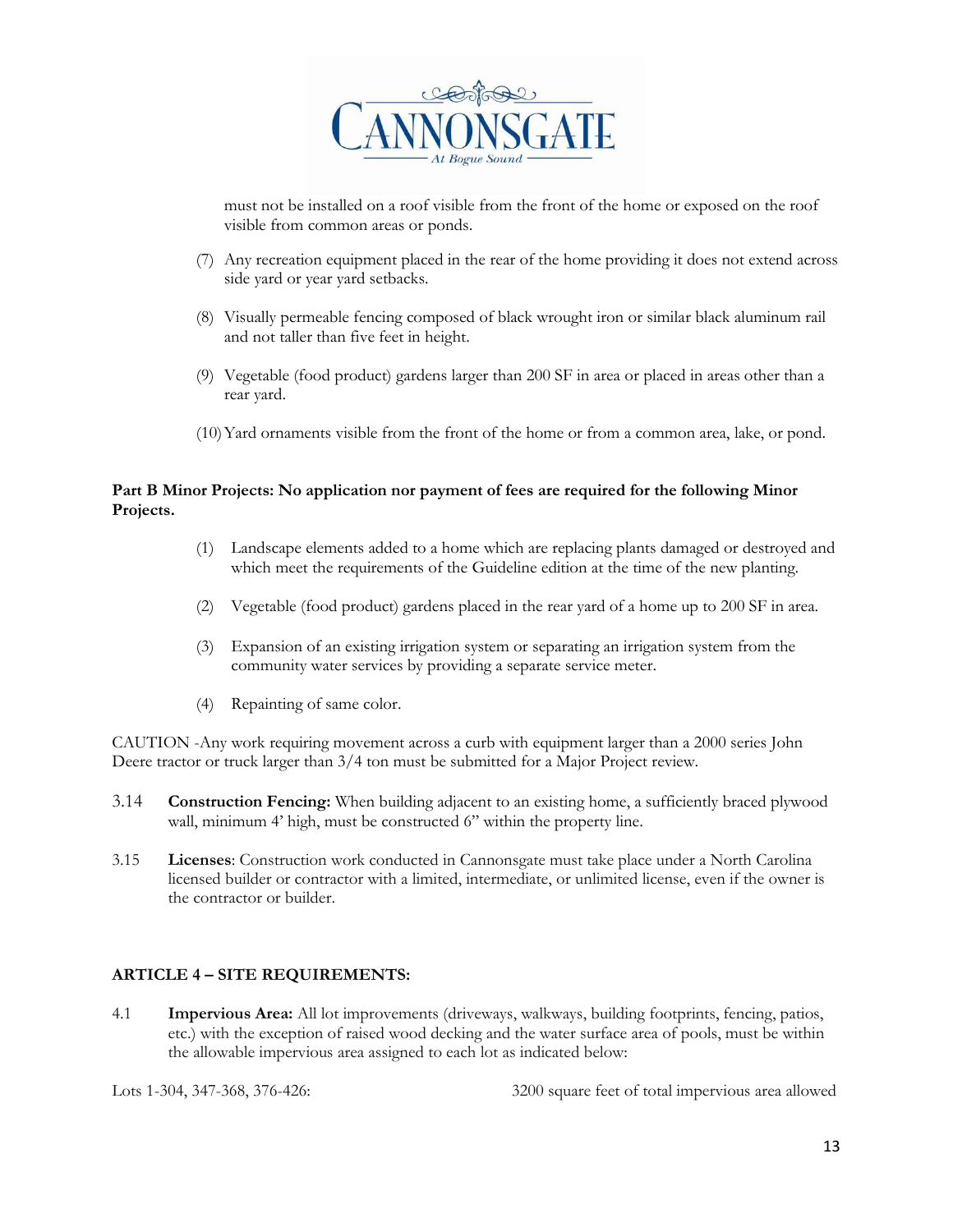must not be installed on a roof visible from the front of the home or exposed on the roof visible from common areas or ponds.

(7) Any recreation equipment placed in the rear of the home providing it does not extend across side yard or year yard setbacks.

(8) Visually permeable fencing composed of black wrought iron or similar black aluminum rail and not taller than five feet in height.

(9) Vegetable (food product) gardens larger than 200 SF in area or placed in areas other than a rear yard.

(10) Yard ornaments visible from the front of the home or from a common area, lake, or pond.

**Part B Minor Projects: No application nor payment of fees are required for the following Minor Projects.**

(1) Landscape elements added to a home which are replacing plants damaged or destroyed and which meet the requirements of the Guideline edition at the time of the new planting.

(2) Vegetable (food product) gardens placed in the rear yard of a home up to 200 SF in area.

(3) Expansion of an existing irrigation system or separating an irrigation system from the community water services by providing a separate service meter.

(4) Repainting of same color.

CAUTION -Any work requiring movement across a curb with equipment larger than a 2000 series John Deere tractor or truck larger than 3/4 ton must be submitted for a Major Project review.

3.14 **Construction Fencing:** When building adjacent to an existing home, a sufficiently braced plywood wall, minimum 4' high, must be constructed 6" within the property line.

3.15 **Licenses**: Construction work conducted in Cannonsgate must take place under a North Carolina licensed builder or contractor with a limited, intermediate, or unlimited license, even if the owner is the contractor or builder.

## ARTICLE 4 – SITE REQUIREMENTS:

4.1 **Impervious Area:** All lot improvements (driveways, walkways, building footprints, fencing, patios, etc.) with the exception of raised wood decking and the water surface area of pools, must be within the allowable impervious area assigned to each lot as indicated below:

Lots 1-304, 347-368, 376-426: 3200 square feet of total impervious area allowed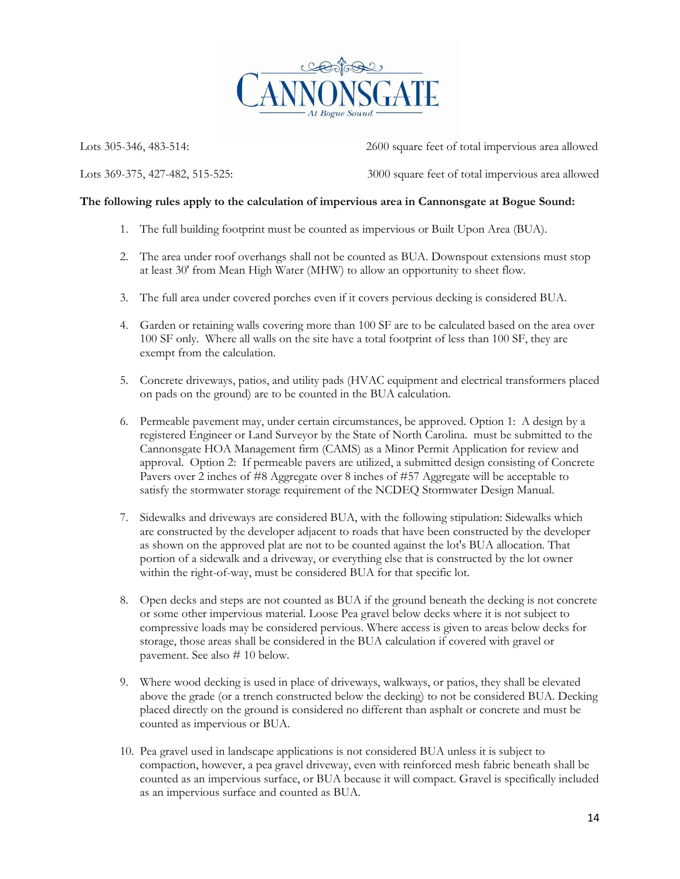Lots 305-346, 483-514: 2600 square feet of total impervious area allowed

Lots 369-375, 427-482, 515-525: 3000 square feet of total impervious area allowed

**The following rules apply to the calculation of impervious area in Cannonsgate at Bogue Sound:**

1. The full building footprint must be counted as impervious or Built Upon Area (BUA).
2. The area under roof overhangs shall not be counted as BUA. Downspout extensions must stop at least 30' from Mean High Water (MHW) to allow an opportunity to sheet flow.
3. The full area under covered porches even if it covers pervious decking is considered BUA.
4. Garden or retaining walls covering more than 100 SF are to be calculated based on the area over 100 SF only. Where all walls on the site have a total footprint of less than 100 SF, they are exempt from the calculation.
5. Concrete driveways, patios, and utility pads (HVAC equipment and electrical transformers placed on pads on the ground) are to be counted in the BUA calculation.
6. Permeable pavement may, under certain circumstances, be approved. Option 1: A design by a registered Engineer or Land Surveyor by the State of North Carolina. must be submitted to the Cannonsgate HOA Management firm (CAMS) as a Minor Permit Application for review and approval. Option 2: If permeable pavers are utilized, a submitted design consisting of Concrete Pavers over 2 inches of #8 Aggregate over 8 inches of #57 Aggregate will be acceptable to satisfy the stormwater storage requirement of the NCDEQ Stormwater Design Manual.
7. Sidewalks and driveways are considered BUA, with the following stipulation: Sidewalks which are constructed by the developer adjacent to roads that have been constructed by the developer as shown on the approved plat are not to be counted against the lot's BUA allocation. That portion of a sidewalk and a driveway, or everything else that is constructed by the lot owner within the right-of-way, must be considered BUA for that specific lot.
8. Open decks and steps are not counted as BUA if the ground beneath the decking is not concrete or some other impervious material. Loose Pea gravel below decks where it is not subject to compressive loads may be considered pervious. Where access is given to areas below decks for storage, those areas shall be considered in the BUA calculation if covered with gravel or pavement. See also # 10 below.
9. Where wood decking is used in place of driveways, walkways, or patios, they shall be elevated above the grade (or a trench constructed below the decking) to not be considered BUA. Decking placed directly on the ground is considered no different than asphalt or concrete and must be counted as impervious or BUA.
10. Pea gravel used in landscape applications is not considered BUA unless it is subject to compaction, however, a pea gravel driveway, even with reinforced mesh fabric beneath shall be counted as an impervious surface, or BUA because it will compact. Gravel is specifically included as an impervious surface and counted as BUA.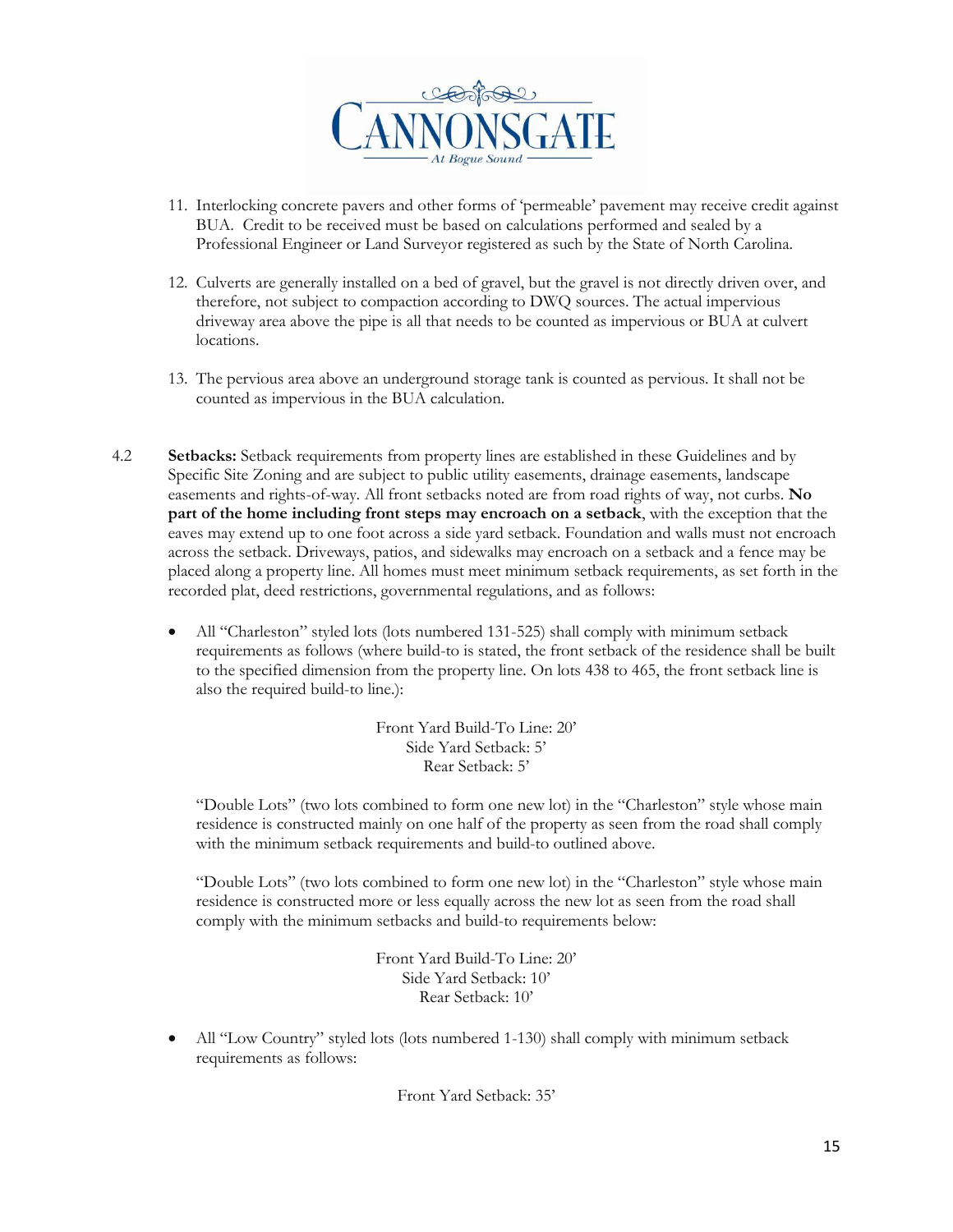11. Interlocking concrete pavers and other forms of 'permeable' pavement may receive credit against BUA. Credit to be received must be based on calculations performed and sealed by a Professional Engineer or Land Surveyor registered as such by the State of North Carolina.

12. Culverts are generally installed on a bed of gravel, but the gravel is not directly driven over, and therefore, not subject to compaction according to DWQ sources. The actual impervious driveway area above the pipe is all that needs to be counted as impervious or BUA at culvert locations.

13. The pervious area above an underground storage tank is counted as pervious. It shall not be counted as impervious in the BUA calculation.

4.2 **Setbacks:** Setback requirements from property lines are established in these Guidelines and by Specific Site Zoning and are subject to public utility easements, drainage easements, landscape easements and rights-of-way. All front setbacks noted are from road rights of way, not curbs. **No part of the home including front steps may encroach on a setback**, with the exception that the eaves may extend up to one foot across a side yard setback. Foundation and walls must not encroach across the setback. Driveways, patios, and sidewalks may encroach on a setback and a fence may be placed along a property line. All homes must meet minimum setback requirements, as set forth in the recorded plat, deed restrictions, governmental regulations, and as follows:

- All "Charleston" styled lots (lots numbered 131-525) shall comply with minimum setback requirements as follows (where build-to is stated, the front setback of the residence shall be built to the specified dimension from the property line. On lots 438 to 465, the front setback line is also the required build-to line.):

  Front Yard Build-To Line: 20'
  Side Yard Setback: 5'
  Rear Setback: 5'

  "Double Lots" (two lots combined to form one new lot) in the "Charleston" style whose main residence is constructed mainly on one half of the property as seen from the road shall comply with the minimum setback requirements and build-to outlined above.

  "Double Lots" (two lots combined to form one new lot) in the "Charleston" style whose main residence is constructed more or less equally across the new lot as seen from the road shall comply with the minimum setbacks and build-to requirements below:

  Front Yard Build-To Line: 20'
  Side Yard Setback: 10'
  Rear Setback: 10'

- All "Low Country" styled lots (lots numbered 1-130) shall comply with minimum setback requirements as follows:

  Front Yard Setback: 35'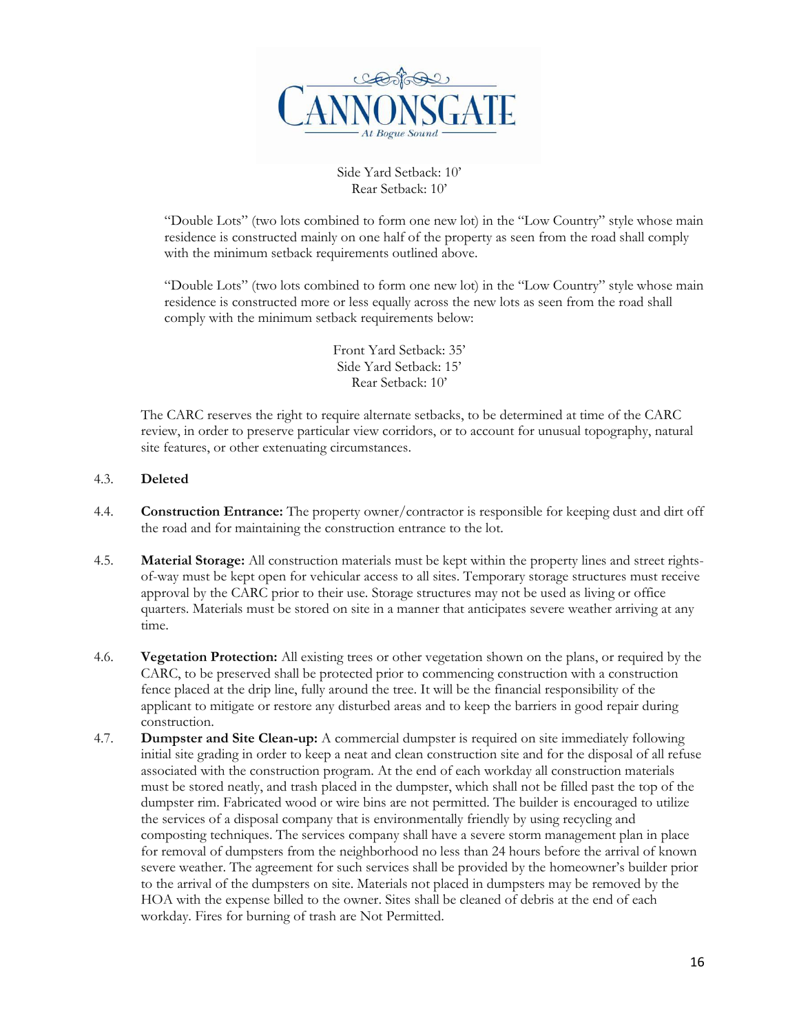Side Yard Setback: 10'
Rear Setback: 10'

"Double Lots" (two lots combined to form one new lot) in the "Low Country" style whose main residence is constructed mainly on one half of the property as seen from the road shall comply with the minimum setback requirements outlined above.

"Double Lots" (two lots combined to form one new lot) in the "Low Country" style whose main residence is constructed more or less equally across the new lots as seen from the road shall comply with the minimum setback requirements below:

Front Yard Setback: 35'
Side Yard Setback: 15'
Rear Setback: 10'

The CARC reserves the right to require alternate setbacks, to be determined at time of the CARC review, in order to preserve particular view corridors, or to account for unusual topography, natural site features, or other extenuating circumstances.

4.3. **Deleted**

4.4. **Construction Entrance:** The property owner/contractor is responsible for keeping dust and dirt off the road and for maintaining the construction entrance to the lot.

4.5. **Material Storage:** All construction materials must be kept within the property lines and street rights-of-way must be kept open for vehicular access to all sites. Temporary storage structures must receive approval by the CARC prior to their use. Storage structures may not be used as living or office quarters. Materials must be stored on site in a manner that anticipates severe weather arriving at any time.

4.6. **Vegetation Protection:** All existing trees or other vegetation shown on the plans, or required by the CARC, to be preserved shall be protected prior to commencing construction with a construction fence placed at the drip line, fully around the tree. It will be the financial responsibility of the applicant to mitigate or restore any disturbed areas and to keep the barriers in good repair during construction.

4.7. **Dumpster and Site Clean-up:** A commercial dumpster is required on site immediately following initial site grading in order to keep a neat and clean construction site and for the disposal of all refuse associated with the construction program. At the end of each workday all construction materials must be stored neatly, and trash placed in the dumpster, which shall not be filled past the top of the dumpster rim. Fabricated wood or wire bins are not permitted. The builder is encouraged to utilize the services of a disposal company that is environmentally friendly by using recycling and composting techniques. The services company shall have a severe storm management plan in place for removal of dumpsters from the neighborhood no less than 24 hours before the arrival of known severe weather. The agreement for such services shall be provided by the homeowner's builder prior to the arrival of the dumpsters on site. Materials not placed in dumpsters may be removed by the HOA with the expense billed to the owner. Sites shall be cleaned of debris at the end of each workday. Fires for burning of trash are Not Permitted.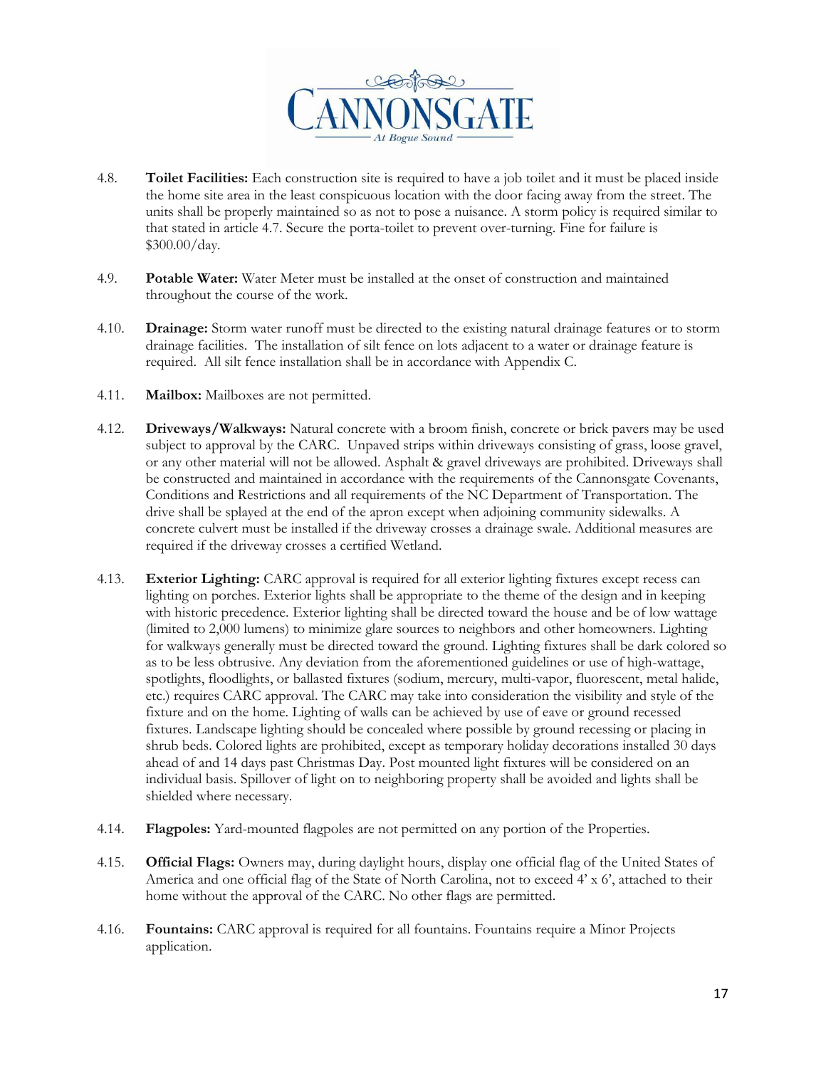4.8. **Toilet Facilities:** Each construction site is required to have a job toilet and it must be placed inside the home site area in the least conspicuous location with the door facing away from the street. The units shall be properly maintained so as not to pose a nuisance. A storm policy is required similar to that stated in article 4.7. Secure the porta-toilet to prevent over-turning. Fine for failure is $300.00/day.

4.9. **Potable Water:** Water Meter must be installed at the onset of construction and maintained throughout the course of the work.

4.10. **Drainage:** Storm water runoff must be directed to the existing natural drainage features or to storm drainage facilities. The installation of silt fence on lots adjacent to a water or drainage feature is required. All silt fence installation shall be in accordance with Appendix C.

4.11. **Mailbox:** Mailboxes are not permitted.

4.12. **Driveways/Walkways:** Natural concrete with a broom finish, concrete or brick pavers may be used subject to approval by the CARC. Unpaved strips within driveways consisting of grass, loose gravel, or any other material will not be allowed. Asphalt & gravel driveways are prohibited. Driveways shall be constructed and maintained in accordance with the requirements of the Cannonsgate Covenants, Conditions and Restrictions and all requirements of the NC Department of Transportation. The drive shall be splayed at the end of the apron except when adjoining community sidewalks. A concrete culvert must be installed if the driveway crosses a drainage swale. Additional measures are required if the driveway crosses a certified Wetland.

4.13. **Exterior Lighting:** CARC approval is required for all exterior lighting fixtures except recess can lighting on porches. Exterior lights shall be appropriate to the theme of the design and in keeping with historic precedence. Exterior lighting shall be directed toward the house and be of low wattage (limited to 2,000 lumens) to minimize glare sources to neighbors and other homeowners. Lighting for walkways generally must be directed toward the ground. Lighting fixtures shall be dark colored so as to be less obtrusive. Any deviation from the aforementioned guidelines or use of high-wattage, spotlights, floodlights, or ballasted fixtures (sodium, mercury, multi-vapor, fluorescent, metal halide, etc.) requires CARC approval. The CARC may take into consideration the visibility and style of the fixture and on the home. Lighting of walls can be achieved by use of eave or ground recessed fixtures. Landscape lighting should be concealed where possible by ground recessing or placing in shrub beds. Colored lights are prohibited, except as temporary holiday decorations installed 30 days ahead of and 14 days past Christmas Day. Post mounted light fixtures will be considered on an individual basis. Spillover of light on to neighboring property shall be avoided and lights shall be shielded where necessary.

4.14. **Flagpoles:** Yard-mounted flagpoles are not permitted on any portion of the Properties.

4.15. **Official Flags:** Owners may, during daylight hours, display one official flag of the United States of America and one official flag of the State of North Carolina, not to exceed 4' x 6', attached to their home without the approval of the CARC. No other flags are permitted.

4.16. **Fountains:** CARC approval is required for all fountains. Fountains require a Minor Projects application.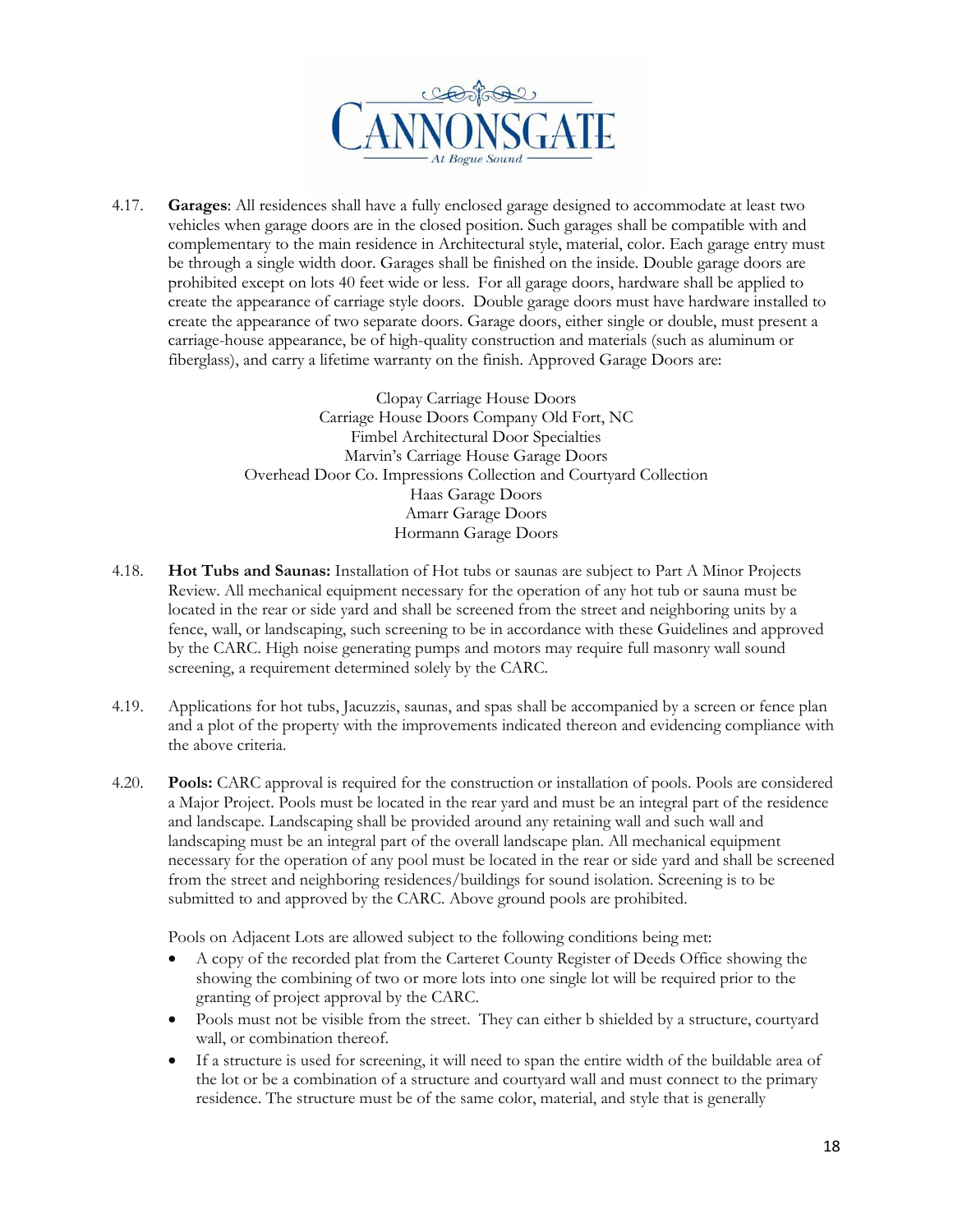4.17. **Garages**: All residences shall have a fully enclosed garage designed to accommodate at least two vehicles when garage doors are in the closed position. Such garages shall be compatible with and complementary to the main residence in Architectural style, material, color. Each garage entry must be through a single width door. Garages shall be finished on the inside. Double garage doors are prohibited except on lots 40 feet wide or less. For all garage doors, hardware shall be applied to create the appearance of carriage style doors. Double garage doors must have hardware installed to create the appearance of two separate doors. Garage doors, either single or double, must present a carriage-house appearance, be of high-quality construction and materials (such as aluminum or fiberglass), and carry a lifetime warranty on the finish. Approved Garage Doors are:

Clopay Carriage House Doors
Carriage House Doors Company Old Fort, NC
Fimbel Architectural Door Specialties
Marvin's Carriage House Garage Doors
Overhead Door Co. Impressions Collection and Courtyard Collection
Haas Garage Doors
Amarr Garage Doors
Hormann Garage Doors

4.18. **Hot Tubs and Saunas:** Installation of Hot tubs or saunas are subject to Part A Minor Projects Review. All mechanical equipment necessary for the operation of any hot tub or sauna must be located in the rear or side yard and shall be screened from the street and neighboring units by a fence, wall, or landscaping, such screening to be in accordance with these Guidelines and approved by the CARC. High noise generating pumps and motors may require full masonry wall sound screening, a requirement determined solely by the CARC.

4.19. Applications for hot tubs, Jacuzzis, saunas, and spas shall be accompanied by a screen or fence plan and a plot of the property with the improvements indicated thereon and evidencing compliance with the above criteria.

4.20. **Pools:** CARC approval is required for the construction or installation of pools. Pools are considered a Major Project. Pools must be located in the rear yard and must be an integral part of the residence and landscape. Landscaping shall be provided around any retaining wall and such wall and landscaping must be an integral part of the overall landscape plan. All mechanical equipment necessary for the operation of any pool must be located in the rear or side yard and shall be screened from the street and neighboring residences/buildings for sound isolation. Screening is to be submitted to and approved by the CARC. Above ground pools are prohibited.

Pools on Adjacent Lots are allowed subject to the following conditions being met:

- A copy of the recorded plat from the Carteret County Register of Deeds Office showing the showing the combining of two or more lots into one single lot will be required prior to the granting of project approval by the CARC.
- Pools must not be visible from the street. They can either b shielded by a structure, courtyard wall, or combination thereof.
- If a structure is used for screening, it will need to span the entire width of the buildable area of the lot or be a combination of a structure and courtyard wall and must connect to the primary residence. The structure must be of the same color, material, and style that is generally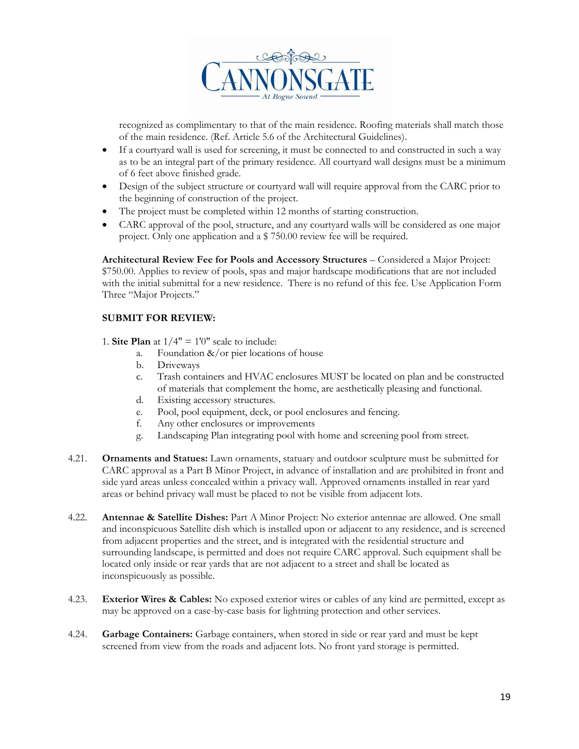recognized as complimentary to that of the main residence. Roofing materials shall match those of the main residence. (Ref. Article 5.6 of the Architectural Guidelines).

- If a courtyard wall is used for screening, it must be connected to and constructed in such a way as to be an integral part of the primary residence. All courtyard wall designs must be a minimum of 6 feet above finished grade.
- Design of the subject structure or courtyard wall will require approval from the CARC prior to the beginning of construction of the project.
- The project must be completed within 12 months of starting construction.
- CARC approval of the pool, structure, and any courtyard walls will be considered as one major project. Only one application and a $ 750.00 review fee will be required.

**Architectural Review Fee for Pools and Accessory Structures** – Considered a Major Project: $750.00. Applies to review of pools, spas and major hardscape modifications that are not included with the initial submittal for a new residence. There is no refund of this fee. Use Application Form Three "Major Projects."

**SUBMIT FOR REVIEW:**

1. **Site Plan** at 1/4" = 1'0" scale to include:
   a. Foundation &/or pier locations of house
   b. Driveways
   c. Trash containers and HVAC enclosures MUST be located on plan and be constructed of materials that complement the home, are aesthetically pleasing and functional.
   d. Existing accessory structures.
   e. Pool, pool equipment, deck, or pool enclosures and fencing.
   f. Any other enclosures or improvements
   g. Landscaping Plan integrating pool with home and screening pool from street.

4.21. **Ornaments and Statues:** Lawn ornaments, statuary and outdoor sculpture must be submitted for CARC approval as a Part B Minor Project, in advance of installation and are prohibited in front and side yard areas unless concealed within a privacy wall. Approved ornaments installed in rear yard areas or behind privacy wall must be placed to not be visible from adjacent lots.

4.22. **Antennae & Satellite Dishes:** Part A Minor Project: No exterior antennae are allowed. One small and inconspicuous Satellite dish which is installed upon or adjacent to any residence, and is screened from adjacent properties and the street, and is integrated with the residential structure and surrounding landscape, is permitted and does not require CARC approval. Such equipment shall be located only inside or rear yards that are not adjacent to a street and shall be located as inconspicuously as possible.

4.23. **Exterior Wires & Cables:** No exposed exterior wires or cables of any kind are permitted, except as may be approved on a case-by-case basis for lightning protection and other services.

4.24. **Garbage Containers:** Garbage containers, when stored in side or rear yard and must be kept screened from view from the roads and adjacent lots. No front yard storage is permitted.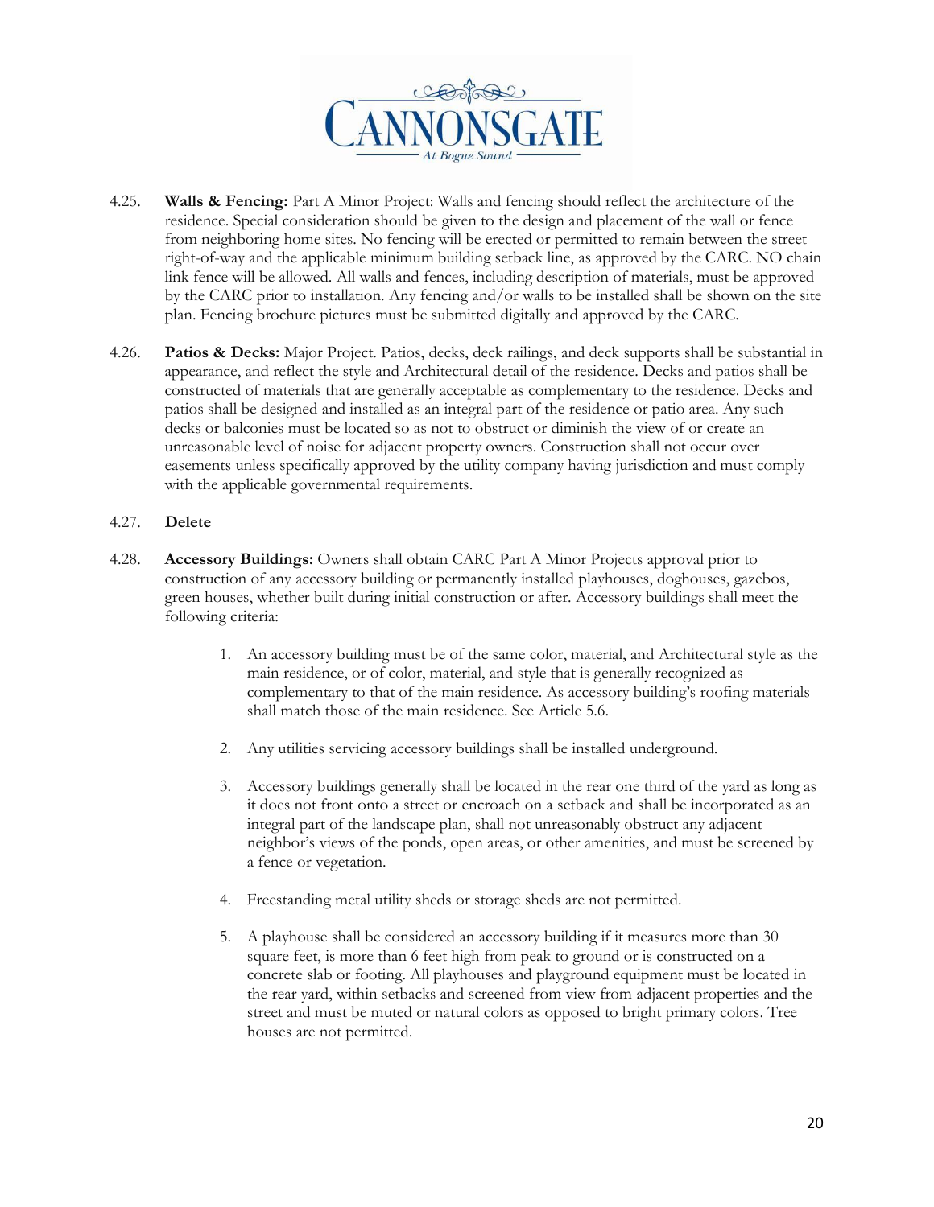4.25. **Walls & Fencing:** Part A Minor Project: Walls and fencing should reflect the architecture of the residence. Special consideration should be given to the design and placement of the wall or fence from neighboring home sites. No fencing will be erected or permitted to remain between the street right-of-way and the applicable minimum building setback line, as approved by the CARC. NO chain link fence will be allowed. All walls and fences, including description of materials, must be approved by the CARC prior to installation. Any fencing and/or walls to be installed shall be shown on the site plan. Fencing brochure pictures must be submitted digitally and approved by the CARC.

4.26. **Patios & Decks:** Major Project. Patios, decks, deck railings, and deck supports shall be substantial in appearance, and reflect the style and Architectural detail of the residence. Decks and patios shall be constructed of materials that are generally acceptable as complementary to the residence. Decks and patios shall be designed and installed as an integral part of the residence or patio area. Any such decks or balconies must be located so as not to obstruct or diminish the view of or create an unreasonable level of noise for adjacent property owners. Construction shall not occur over easements unless specifically approved by the utility company having jurisdiction and must comply with the applicable governmental requirements.

4.27. **Delete**

4.28. **Accessory Buildings:** Owners shall obtain CARC Part A Minor Projects approval prior to construction of any accessory building or permanently installed playhouses, doghouses, gazebos, green houses, whether built during initial construction or after. Accessory buildings shall meet the following criteria:

1. An accessory building must be of the same color, material, and Architectural style as the main residence, or of color, material, and style that is generally recognized as complementary to that of the main residence. As accessory building's roofing materials shall match those of the main residence. See Article 5.6.
2. Any utilities servicing accessory buildings shall be installed underground.
3. Accessory buildings generally shall be located in the rear one third of the yard as long as it does not front onto a street or encroach on a setback and shall be incorporated as an integral part of the landscape plan, shall not unreasonably obstruct any adjacent neighbor's views of the ponds, open areas, or other amenities, and must be screened by a fence or vegetation.
4. Freestanding metal utility sheds or storage sheds are not permitted.
5. A playhouse shall be considered an accessory building if it measures more than 30 square feet, is more than 6 feet high from peak to ground or is constructed on a concrete slab or footing. All playhouses and playground equipment must be located in the rear yard, within setbacks and screened from view from adjacent properties and the street and must be muted or natural colors as opposed to bright primary colors. Tree houses are not permitted.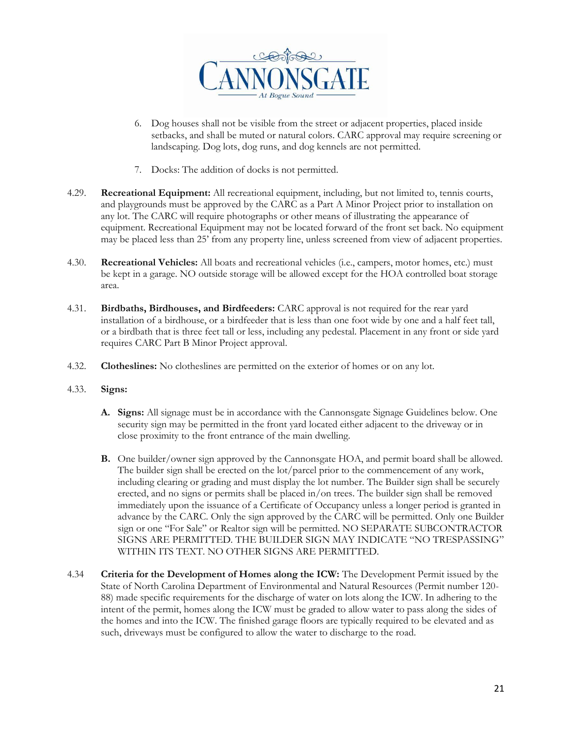6. Dog houses shall not be visible from the street or adjacent properties, placed inside setbacks, and shall be muted or natural colors. CARC approval may require screening or landscaping. Dog lots, dog runs, and dog kennels are not permitted.

7. Docks: The addition of docks is not permitted.

4.29. **Recreational Equipment:** All recreational equipment, including, but not limited to, tennis courts, and playgrounds must be approved by the CARC as a Part A Minor Project prior to installation on any lot. The CARC will require photographs or other means of illustrating the appearance of equipment. Recreational Equipment may not be located forward of the front set back. No equipment may be placed less than 25' from any property line, unless screened from view of adjacent properties.

4.30. **Recreational Vehicles:** All boats and recreational vehicles (i.e., campers, motor homes, etc.) must be kept in a garage. NO outside storage will be allowed except for the HOA controlled boat storage area.

4.31. **Birdbaths, Birdhouses, and Birdfeeders:** CARC approval is not required for the rear yard installation of a birdhouse, or a birdfeeder that is less than one foot wide by one and a half feet tall, or a birdbath that is three feet tall or less, including any pedestal. Placement in any front or side yard requires CARC Part B Minor Project approval.

4.32. **Clotheslines:** No clotheslines are permitted on the exterior of homes or on any lot.

4.33. **Signs:**

**A. Signs:** All signage must be in accordance with the Cannonsgate Signage Guidelines below. One security sign may be permitted in the front yard located either adjacent to the driveway or in close proximity to the front entrance of the main dwelling.

**B.** One builder/owner sign approved by the Cannonsgate HOA, and permit board shall be allowed. The builder sign shall be erected on the lot/parcel prior to the commencement of any work, including clearing or grading and must display the lot number. The Builder sign shall be securely erected, and no signs or permits shall be placed in/on trees. The builder sign shall be removed immediately upon the issuance of a Certificate of Occupancy unless a longer period is granted in advance by the CARC. Only the sign approved by the CARC will be permitted. Only one Builder sign or one "For Sale" or Realtor sign will be permitted. NO SEPARATE SUBCONTRACTOR SIGNS ARE PERMITTED. THE BUILDER SIGN MAY INDICATE "NO TRESPASSING" WITHIN ITS TEXT. NO OTHER SIGNS ARE PERMITTED.

4.34 **Criteria for the Development of Homes along the ICW:** The Development Permit issued by the State of North Carolina Department of Environmental and Natural Resources (Permit number 120-88) made specific requirements for the discharge of water on lots along the ICW. In adhering to the intent of the permit, homes along the ICW must be graded to allow water to pass along the sides of the homes and into the ICW. The finished garage floors are typically required to be elevated and as such, driveways must be configured to allow the water to discharge to the road.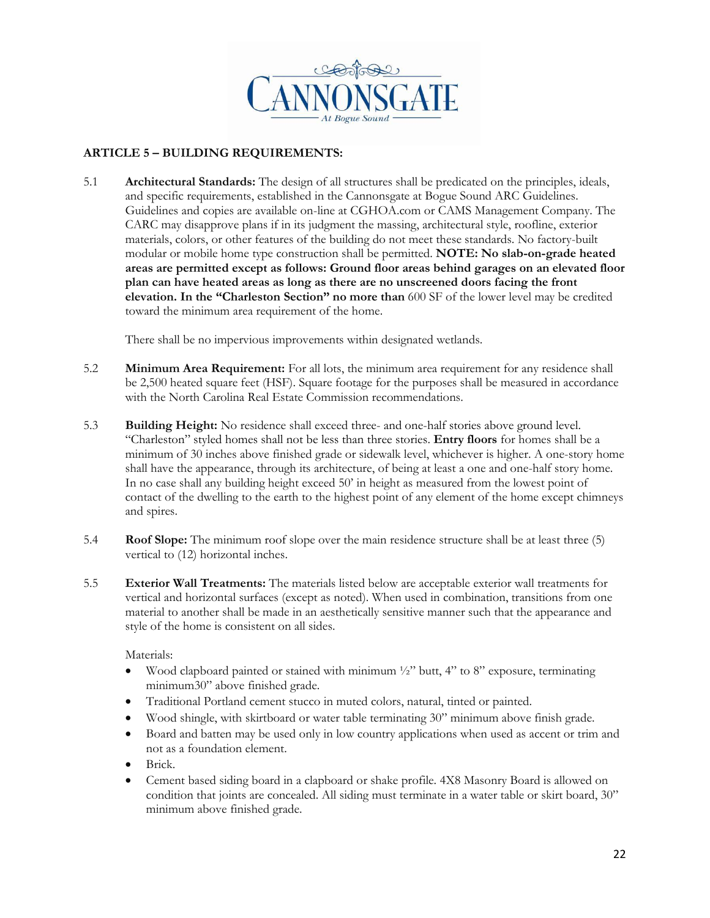## ARTICLE 5 – BUILDING REQUIREMENTS:

5.1 **Architectural Standards:** The design of all structures shall be predicated on the principles, ideals, and specific requirements, established in the Cannonsgate at Bogue Sound ARC Guidelines. Guidelines and copies are available on-line at CGHOA.com or CAMS Management Company. The CARC may disapprove plans if in its judgment the massing, architectural style, roofline, exterior materials, colors, or other features of the building do not meet these standards. No factory-built modular or mobile home type construction shall be permitted. **NOTE: No slab-on-grade heated areas are permitted except as follows: Ground floor areas behind garages on an elevated floor plan can have heated areas as long as there are no unscreened doors facing the front elevation. In the "Charleston Section" no more than** 600 SF of the lower level may be credited toward the minimum area requirement of the home.

There shall be no impervious improvements within designated wetlands.

5.2 **Minimum Area Requirement:** For all lots, the minimum area requirement for any residence shall be 2,500 heated square feet (HSF). Square footage for the purposes shall be measured in accordance with the North Carolina Real Estate Commission recommendations.

5.3 **Building Height:** No residence shall exceed three- and one-half stories above ground level. "Charleston" styled homes shall not be less than three stories. **Entry floors** for homes shall be a minimum of 30 inches above finished grade or sidewalk level, whichever is higher. A one-story home shall have the appearance, through its architecture, of being at least a one and one-half story home. In no case shall any building height exceed 50' in height as measured from the lowest point of contact of the dwelling to the earth to the highest point of any element of the home except chimneys and spires.

5.4 **Roof Slope:** The minimum roof slope over the main residence structure shall be at least three (5) vertical to (12) horizontal inches.

5.5 **Exterior Wall Treatments:** The materials listed below are acceptable exterior wall treatments for vertical and horizontal surfaces (except as noted). When used in combination, transitions from one material to another shall be made in an aesthetically sensitive manner such that the appearance and style of the home is consistent on all sides.

Materials:

- Wood clapboard painted or stained with minimum ½" butt, 4" to 8" exposure, terminating minimum30" above finished grade.
- Traditional Portland cement stucco in muted colors, natural, tinted or painted.
- Wood shingle, with skirtboard or water table terminating 30" minimum above finish grade.
- Board and batten may be used only in low country applications when used as accent or trim and not as a foundation element.
- Brick.
- Cement based siding board in a clapboard or shake profile. 4X8 Masonry Board is allowed on condition that joints are concealed. All siding must terminate in a water table or skirt board, 30" minimum above finished grade.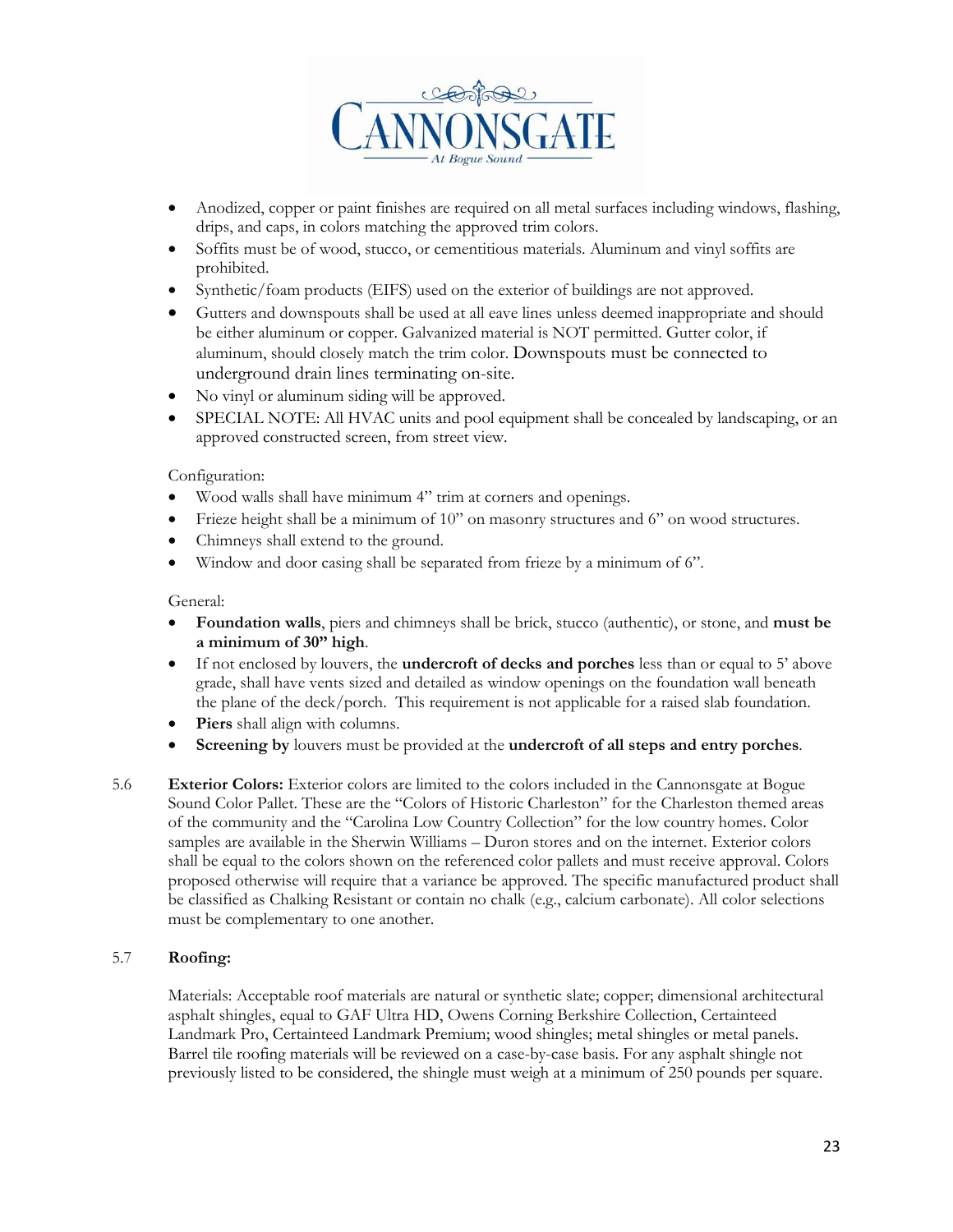- Anodized, copper or paint finishes are required on all metal surfaces including windows, flashing, drips, and caps, in colors matching the approved trim colors.
- Soffits must be of wood, stucco, or cementitious materials. Aluminum and vinyl soffits are prohibited.
- Synthetic/foam products (EIFS) used on the exterior of buildings are not approved.
- Gutters and downspouts shall be used at all eave lines unless deemed inappropriate and should be either aluminum or copper. Galvanized material is NOT permitted. Gutter color, if aluminum, should closely match the trim color. Downspouts must be connected to underground drain lines terminating on-site.
- No vinyl or aluminum siding will be approved.
- SPECIAL NOTE: All HVAC units and pool equipment shall be concealed by landscaping, or an approved constructed screen, from street view.

Configuration:

- Wood walls shall have minimum 4" trim at corners and openings.
- Frieze height shall be a minimum of 10" on masonry structures and 6" on wood structures.
- Chimneys shall extend to the ground.
- Window and door casing shall be separated from frieze by a minimum of 6".

General:

- **Foundation walls**, piers and chimneys shall be brick, stucco (authentic), or stone, and **must be a minimum of 30" high**.
- If not enclosed by louvers, the **undercroft of decks and porches** less than or equal to 5' above grade, shall have vents sized and detailed as window openings on the foundation wall beneath the plane of the deck/porch. This requirement is not applicable for a raised slab foundation.
- **Piers** shall align with columns.
- **Screening by** louvers must be provided at the **undercroft of all steps and entry porches**.

5.6 **Exterior Colors:** Exterior colors are limited to the colors included in the Cannonsgate at Bogue Sound Color Pallet. These are the "Colors of Historic Charleston" for the Charleston themed areas of the community and the "Carolina Low Country Collection" for the low country homes. Color samples are available in the Sherwin Williams – Duron stores and on the internet. Exterior colors shall be equal to the colors shown on the referenced color pallets and must receive approval. Colors proposed otherwise will require that a variance be approved. The specific manufactured product shall be classified as Chalking Resistant or contain no chalk (e.g., calcium carbonate). All color selections must be complementary to one another.

5.7 **Roofing:**

Materials: Acceptable roof materials are natural or synthetic slate; copper; dimensional architectural asphalt shingles, equal to GAF Ultra HD, Owens Corning Berkshire Collection, Certainteed Landmark Pro, Certainteed Landmark Premium; wood shingles; metal shingles or metal panels. Barrel tile roofing materials will be reviewed on a case-by-case basis. For any asphalt shingle not previously listed to be considered, the shingle must weigh at a minimum of 250 pounds per square.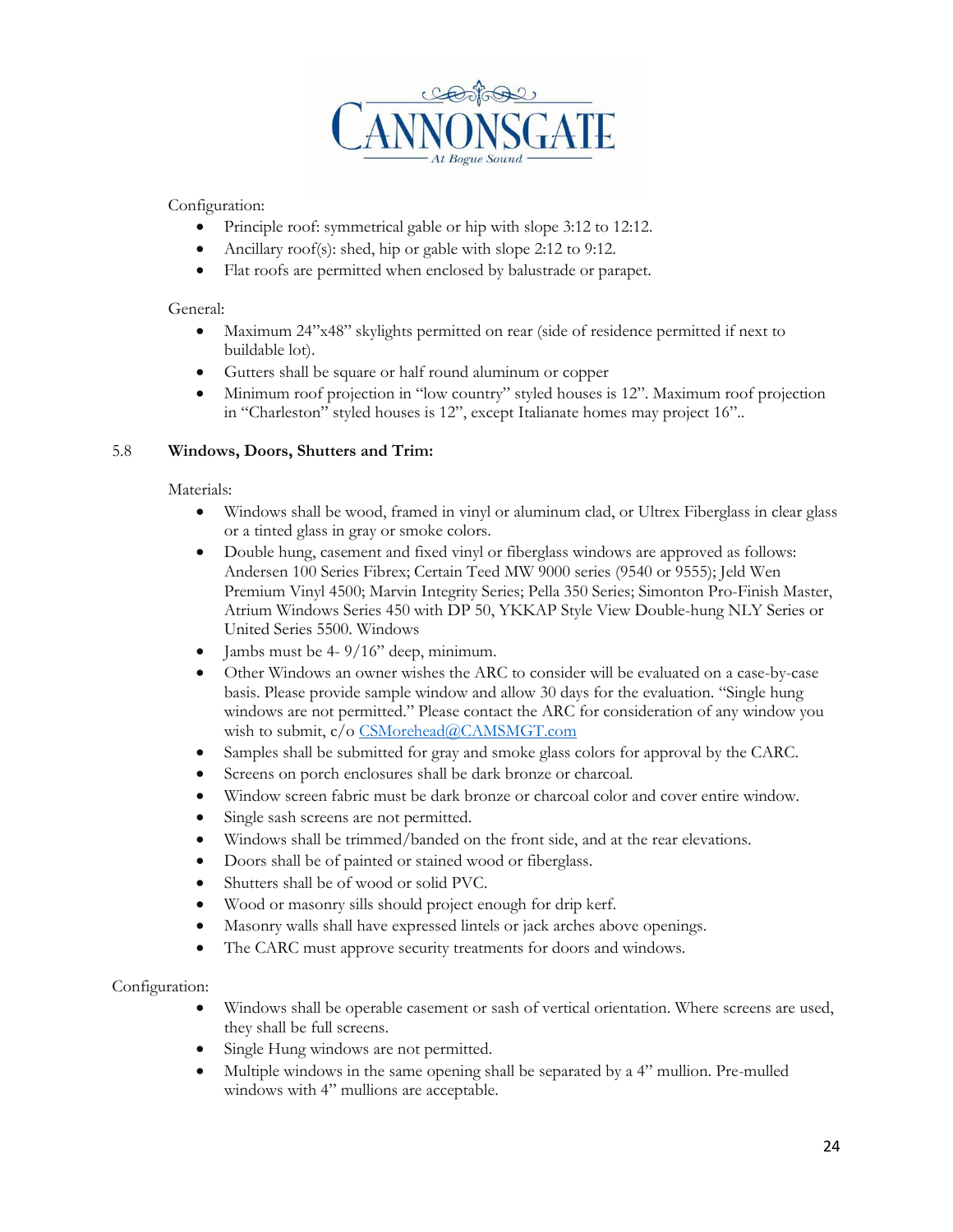Configuration:

- Principle roof: symmetrical gable or hip with slope 3:12 to 12:12.
- Ancillary roof(s): shed, hip or gable with slope 2:12 to 9:12.
- Flat roofs are permitted when enclosed by balustrade or parapet.

General:

- Maximum 24"x48" skylights permitted on rear (side of residence permitted if next to buildable lot).
- Gutters shall be square or half round aluminum or copper
- Minimum roof projection in "low country" styled houses is 12". Maximum roof projection in "Charleston" styled houses is 12", except Italianate homes may project 16"..

## 5.8 Windows, Doors, Shutters and Trim:

Materials:

- Windows shall be wood, framed in vinyl or aluminum clad, or Ultrex Fiberglass in clear glass or a tinted glass in gray or smoke colors.
- Double hung, casement and fixed vinyl or fiberglass windows are approved as follows: Andersen 100 Series Fibrex; Certain Teed MW 9000 series (9540 or 9555); Jeld Wen Premium Vinyl 4500; Marvin Integrity Series; Pella 350 Series; Simonton Pro-Finish Master, Atrium Windows Series 450 with DP 50, YKKAP Style View Double-hung NLY Series or United Series 5500. Windows
- Jambs must be 4- 9/16" deep, minimum.
- Other Windows an owner wishes the ARC to consider will be evaluated on a case-by-case basis. Please provide sample window and allow 30 days for the evaluation. "Single hung windows are not permitted." Please contact the ARC for consideration of any window you wish to submit, c/o CSMorehead@CAMSMGT.com
- Samples shall be submitted for gray and smoke glass colors for approval by the CARC.
- Screens on porch enclosures shall be dark bronze or charcoal.
- Window screen fabric must be dark bronze or charcoal color and cover entire window.
- Single sash screens are not permitted.
- Windows shall be trimmed/banded on the front side, and at the rear elevations.
- Doors shall be of painted or stained wood or fiberglass.
- Shutters shall be of wood or solid PVC.
- Wood or masonry sills should project enough for drip kerf.
- Masonry walls shall have expressed lintels or jack arches above openings.
- The CARC must approve security treatments for doors and windows.

Configuration:

- Windows shall be operable casement or sash of vertical orientation. Where screens are used, they shall be full screens.
- Single Hung windows are not permitted.
- Multiple windows in the same opening shall be separated by a 4" mullion. Pre-mulled windows with 4" mullions are acceptable.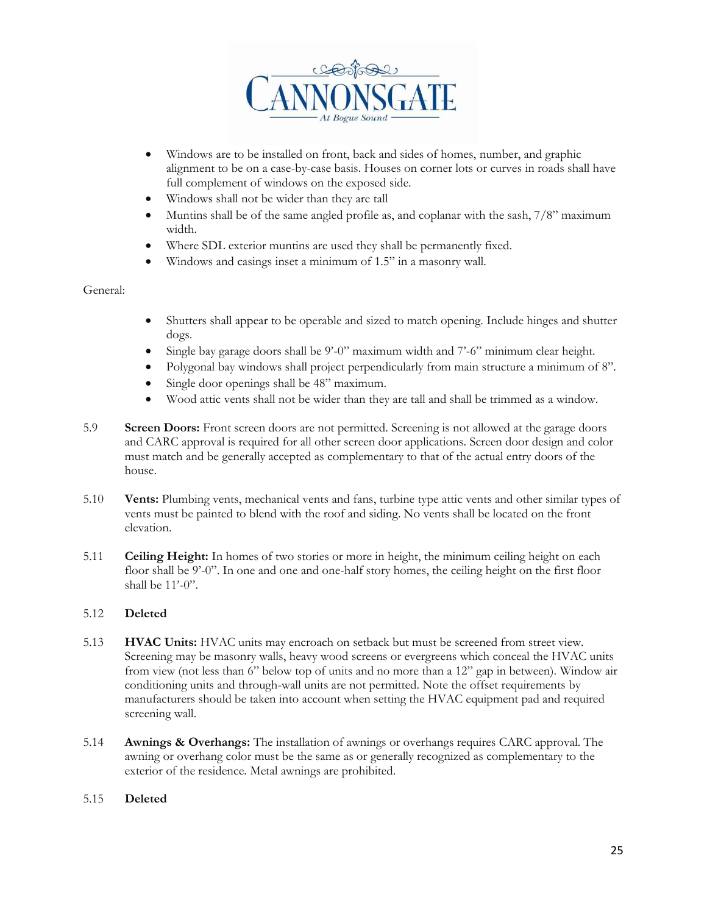- Windows are to be installed on front, back and sides of homes, number, and graphic alignment to be on a case-by-case basis. Houses on corner lots or curves in roads shall have full complement of windows on the exposed side.
- Windows shall not be wider than they are tall
- Muntins shall be of the same angled profile as, and coplanar with the sash, 7/8" maximum width.
- Where SDL exterior muntins are used they shall be permanently fixed.
- Windows and casings inset a minimum of 1.5" in a masonry wall.

General:

- Shutters shall appear to be operable and sized to match opening. Include hinges and shutter dogs.
- Single bay garage doors shall be 9'-0" maximum width and 7'-6" minimum clear height.
- Polygonal bay windows shall project perpendicularly from main structure a minimum of 8".
- Single door openings shall be 48" maximum.
- Wood attic vents shall not be wider than they are tall and shall be trimmed as a window.

5.9 **Screen Doors:** Front screen doors are not permitted. Screening is not allowed at the garage doors and CARC approval is required for all other screen door applications. Screen door design and color must match and be generally accepted as complementary to that of the actual entry doors of the house.

5.10 **Vents:** Plumbing vents, mechanical vents and fans, turbine type attic vents and other similar types of vents must be painted to blend with the roof and siding. No vents shall be located on the front elevation.

5.11 **Ceiling Height:** In homes of two stories or more in height, the minimum ceiling height on each floor shall be 9'-0". In one and one and one-half story homes, the ceiling height on the first floor shall be 11'-0".

5.12 **Deleted**

5.13 **HVAC Units:** HVAC units may encroach on setback but must be screened from street view. Screening may be masonry walls, heavy wood screens or evergreens which conceal the HVAC units from view (not less than 6" below top of units and no more than a 12" gap in between). Window air conditioning units and through-wall units are not permitted. Note the offset requirements by manufacturers should be taken into account when setting the HVAC equipment pad and required screening wall.

5.14 **Awnings & Overhangs:** The installation of awnings or overhangs requires CARC approval. The awning or overhang color must be the same as or generally recognized as complementary to the exterior of the residence. Metal awnings are prohibited.

5.15 **Deleted**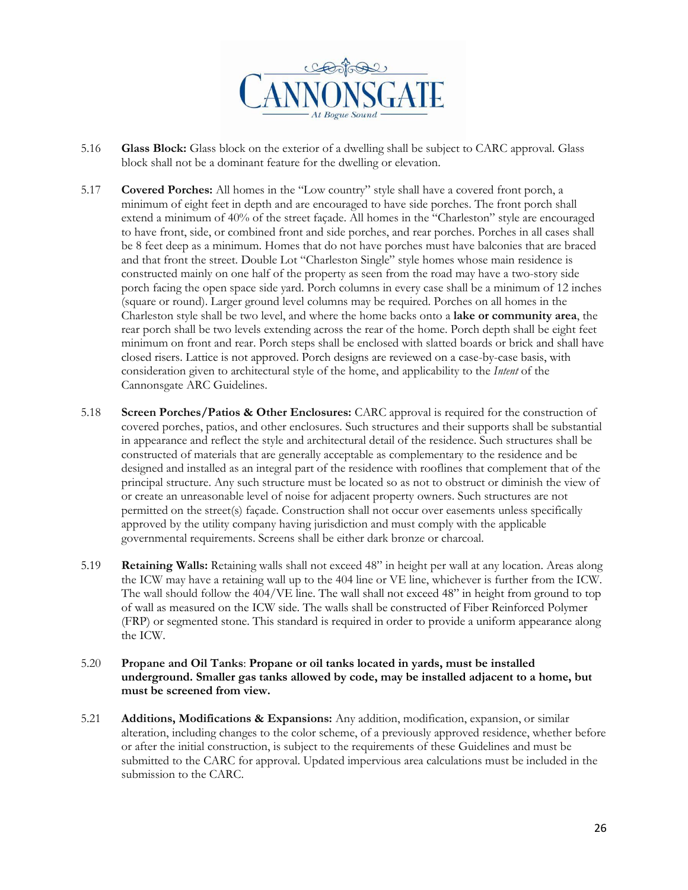5.16 **Glass Block:** Glass block on the exterior of a dwelling shall be subject to CARC approval. Glass block shall not be a dominant feature for the dwelling or elevation.

5.17 **Covered Porches:** All homes in the "Low country" style shall have a covered front porch, a minimum of eight feet in depth and are encouraged to have side porches. The front porch shall extend a minimum of 40% of the street façade. All homes in the "Charleston" style are encouraged to have front, side, or combined front and side porches, and rear porches. Porches in all cases shall be 8 feet deep as a minimum. Homes that do not have porches must have balconies that are braced and that front the street. Double Lot "Charleston Single" style homes whose main residence is constructed mainly on one half of the property as seen from the road may have a two-story side porch facing the open space side yard. Porch columns in every case shall be a minimum of 12 inches (square or round). Larger ground level columns may be required. Porches on all homes in the Charleston style shall be two level, and where the home backs onto a **lake or community area**, the rear porch shall be two levels extending across the rear of the home. Porch depth shall be eight feet minimum on front and rear. Porch steps shall be enclosed with slatted boards or brick and shall have closed risers. Lattice is not approved. Porch designs are reviewed on a case-by-case basis, with consideration given to architectural style of the home, and applicability to the *Intent* of the Cannonsgate ARC Guidelines.

5.18 **Screen Porches/Patios & Other Enclosures:** CARC approval is required for the construction of covered porches, patios, and other enclosures. Such structures and their supports shall be substantial in appearance and reflect the style and architectural detail of the residence. Such structures shall be constructed of materials that are generally acceptable as complementary to the residence and be designed and installed as an integral part of the residence with rooflines that complement that of the principal structure. Any such structure must be located so as not to obstruct or diminish the view of or create an unreasonable level of noise for adjacent property owners. Such structures are not permitted on the street(s) façade. Construction shall not occur over easements unless specifically approved by the utility company having jurisdiction and must comply with the applicable governmental requirements. Screens shall be either dark bronze or charcoal.

5.19 **Retaining Walls:** Retaining walls shall not exceed 48" in height per wall at any location. Areas along the ICW may have a retaining wall up to the 404 line or VE line, whichever is further from the ICW. The wall should follow the 404/VE line. The wall shall not exceed 48" in height from ground to top of wall as measured on the ICW side. The walls shall be constructed of Fiber Reinforced Polymer (FRP) or segmented stone. This standard is required in order to provide a uniform appearance along the ICW.

5.20 **Propane and Oil Tanks**: **Propane or oil tanks located in yards, must be installed underground. Smaller gas tanks allowed by code, may be installed adjacent to a home, but must be screened from view.**

5.21 **Additions, Modifications & Expansions:** Any addition, modification, expansion, or similar alteration, including changes to the color scheme, of a previously approved residence, whether before or after the initial construction, is subject to the requirements of these Guidelines and must be submitted to the CARC for approval. Updated impervious area calculations must be included in the submission to the CARC.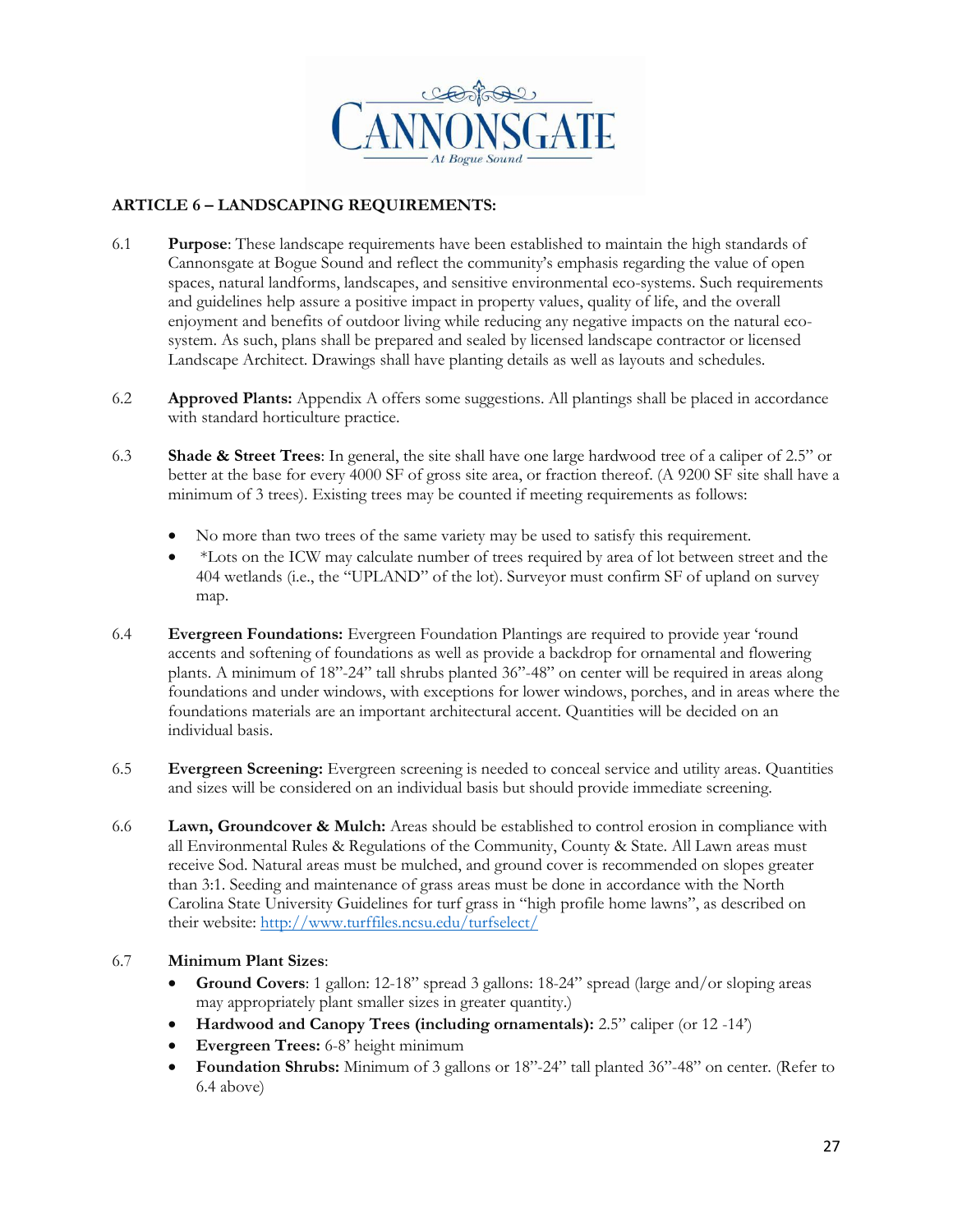## ARTICLE 6 – LANDSCAPING REQUIREMENTS:

6.1 **Purpose**: These landscape requirements have been established to maintain the high standards of Cannonsgate at Bogue Sound and reflect the community's emphasis regarding the value of open spaces, natural landforms, landscapes, and sensitive environmental eco-systems. Such requirements and guidelines help assure a positive impact in property values, quality of life, and the overall enjoyment and benefits of outdoor living while reducing any negative impacts on the natural eco-system. As such, plans shall be prepared and sealed by licensed landscape contractor or licensed Landscape Architect. Drawings shall have planting details as well as layouts and schedules.

6.2 **Approved Plants:** Appendix A offers some suggestions. All plantings shall be placed in accordance with standard horticulture practice.

6.3 **Shade & Street Trees**: In general, the site shall have one large hardwood tree of a caliper of 2.5" or better at the base for every 4000 SF of gross site area, or fraction thereof. (A 9200 SF site shall have a minimum of 3 trees). Existing trees may be counted if meeting requirements as follows:

- No more than two trees of the same variety may be used to satisfy this requirement.
- *Lots on the ICW may calculate number of trees required by area of lot between street and the 404 wetlands (i.e., the "UPLAND" of the lot). Surveyor must confirm SF of upland on survey map.

6.4 **Evergreen Foundations:** Evergreen Foundation Plantings are required to provide year 'round accents and softening of foundations as well as provide a backdrop for ornamental and flowering plants. A minimum of 18"-24" tall shrubs planted 36"-48" on center will be required in areas along foundations and under windows, with exceptions for lower windows, porches, and in areas where the foundations materials are an important architectural accent. Quantities will be decided on an individual basis.

6.5 **Evergreen Screening:** Evergreen screening is needed to conceal service and utility areas. Quantities and sizes will be considered on an individual basis but should provide immediate screening.

6.6 **Lawn, Groundcover & Mulch:** Areas should be established to control erosion in compliance with all Environmental Rules & Regulations of the Community, County & State. All Lawn areas must receive Sod. Natural areas must be mulched, and ground cover is recommended on slopes greater than 3:1. Seeding and maintenance of grass areas must be done in accordance with the North Carolina State University Guidelines for turf grass in "high profile home lawns", as described on their website: http://www.turffiles.ncsu.edu/turfselect/

6.7 **Minimum Plant Sizes**:

- **Ground Covers**: 1 gallon: 12-18" spread 3 gallons: 18-24" spread (large and/or sloping areas may appropriately plant smaller sizes in greater quantity.)
- **Hardwood and Canopy Trees (including ornamentals):** 2.5" caliper (or 12 -14')
- **Evergreen Trees:** 6-8' height minimum
- **Foundation Shrubs:** Minimum of 3 gallons or 18"-24" tall planted 36"-48" on center. (Refer to 6.4 above)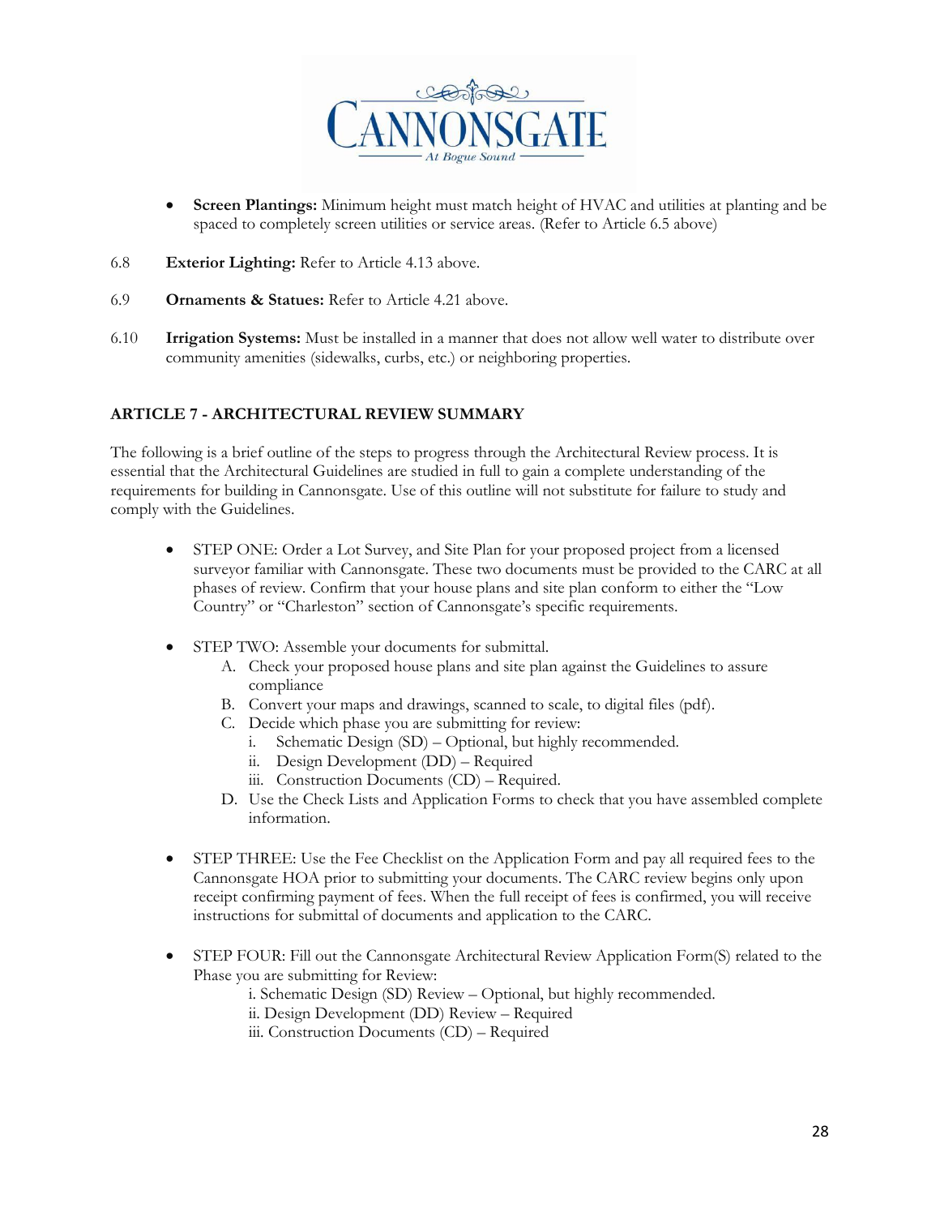- **Screen Plantings:** Minimum height must match height of HVAC and utilities at planting and be spaced to completely screen utilities or service areas. (Refer to Article 6.5 above)

6.8 **Exterior Lighting:** Refer to Article 4.13 above.

6.9 **Ornaments & Statues:** Refer to Article 4.21 above.

6.10 **Irrigation Systems:** Must be installed in a manner that does not allow well water to distribute over community amenities (sidewalks, curbs, etc.) or neighboring properties.

## ARTICLE 7 - ARCHITECTURAL REVIEW SUMMARY

The following is a brief outline of the steps to progress through the Architectural Review process. It is essential that the Architectural Guidelines are studied in full to gain a complete understanding of the requirements for building in Cannonsgate. Use of this outline will not substitute for failure to study and comply with the Guidelines.

- STEP ONE: Order a Lot Survey, and Site Plan for your proposed project from a licensed surveyor familiar with Cannonsgate. These two documents must be provided to the CARC at all phases of review. Confirm that your house plans and site plan conform to either the "Low Country" or "Charleston" section of Cannonsgate's specific requirements.

- STEP TWO: Assemble your documents for submittal.
  - A. Check your proposed house plans and site plan against the Guidelines to assure compliance
  - B. Convert your maps and drawings, scanned to scale, to digital files (pdf).
  - C. Decide which phase you are submitting for review:
    - i. Schematic Design (SD) – Optional, but highly recommended.
    - ii. Design Development (DD) – Required
    - iii. Construction Documents (CD) – Required.
  - D. Use the Check Lists and Application Forms to check that you have assembled complete information.

- STEP THREE: Use the Fee Checklist on the Application Form and pay all required fees to the Cannonsgate HOA prior to submitting your documents. The CARC review begins only upon receipt confirming payment of fees. When the full receipt of fees is confirmed, you will receive instructions for submittal of documents and application to the CARC.

- STEP FOUR: Fill out the Cannonsgate Architectural Review Application Form(S) related to the Phase you are submitting for Review:
  - i. Schematic Design (SD) Review – Optional, but highly recommended.
  - ii. Design Development (DD) Review – Required
  - iii. Construction Documents (CD) – Required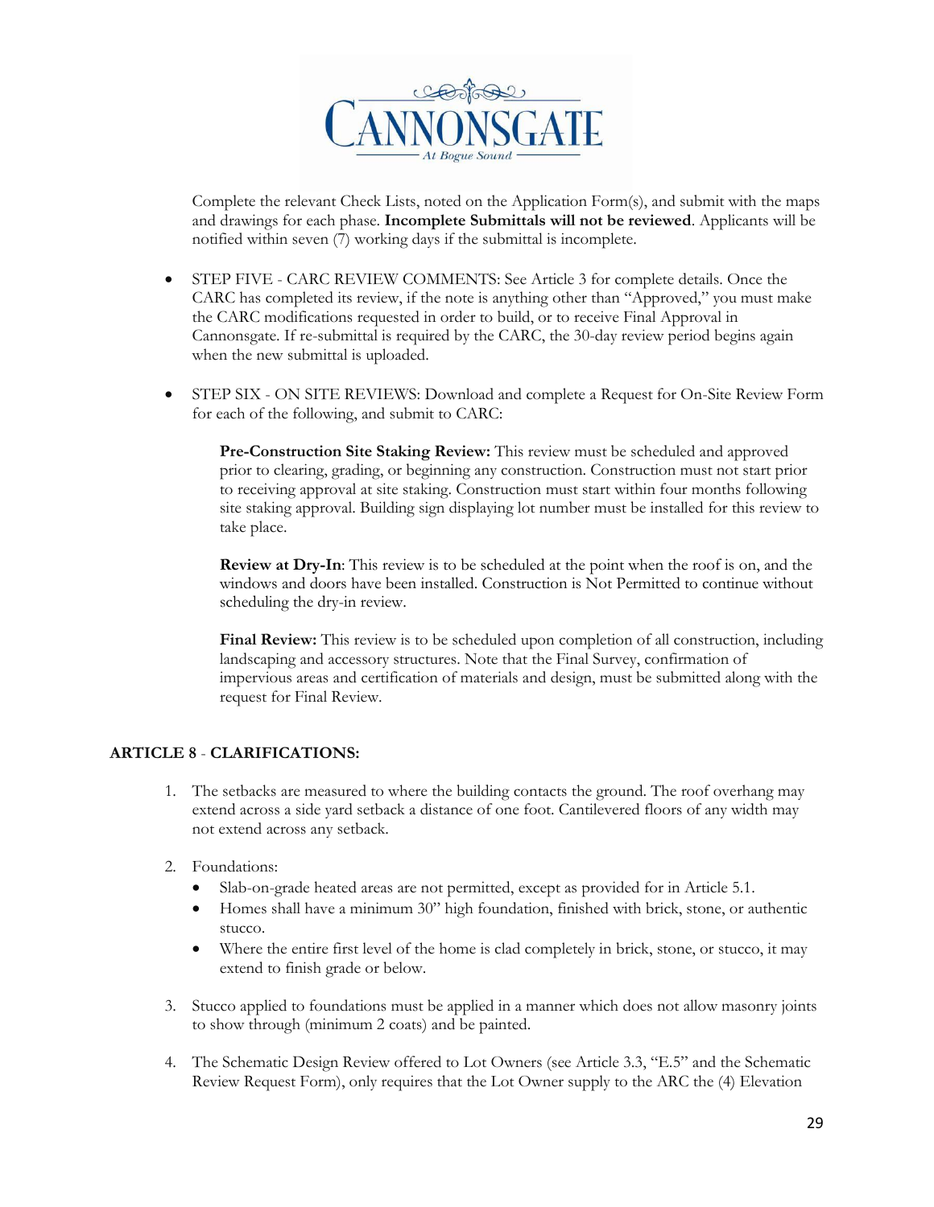Complete the relevant Check Lists, noted on the Application Form(s), and submit with the maps and drawings for each phase. **Incomplete Submittals will not be reviewed**. Applicants will be notified within seven (7) working days if the submittal is incomplete.

- STEP FIVE - CARC REVIEW COMMENTS: See Article 3 for complete details. Once the CARC has completed its review, if the note is anything other than "Approved," you must make the CARC modifications requested in order to build, or to receive Final Approval in Cannonsgate. If re-submittal is required by the CARC, the 30-day review period begins again when the new submittal is uploaded.

- STEP SIX - ON SITE REVIEWS: Download and complete a Request for On-Site Review Form for each of the following, and submit to CARC:

  **Pre-Construction Site Staking Review:** This review must be scheduled and approved prior to clearing, grading, or beginning any construction. Construction must not start prior to receiving approval at site staking. Construction must start within four months following site staking approval. Building sign displaying lot number must be installed for this review to take place.

  **Review at Dry-In**: This review is to be scheduled at the point when the roof is on, and the windows and doors have been installed. Construction is Not Permitted to continue without scheduling the dry-in review.

  **Final Review:** This review is to be scheduled upon completion of all construction, including landscaping and accessory structures. Note that the Final Survey, confirmation of impervious areas and certification of materials and design, must be submitted along with the request for Final Review.

## ARTICLE 8 - CLARIFICATIONS:

1. The setbacks are measured to where the building contacts the ground. The roof overhang may extend across a side yard setback a distance of one foot. Cantilevered floors of any width may not extend across any setback.

2. Foundations:
   - Slab-on-grade heated areas are not permitted, except as provided for in Article 5.1.
   - Homes shall have a minimum 30" high foundation, finished with brick, stone, or authentic stucco.
   - Where the entire first level of the home is clad completely in brick, stone, or stucco, it may extend to finish grade or below.

3. Stucco applied to foundations must be applied in a manner which does not allow masonry joints to show through (minimum 2 coats) and be painted.

4. The Schematic Design Review offered to Lot Owners (see Article 3.3, "E.5" and the Schematic Review Request Form), only requires that the Lot Owner supply to the ARC the (4) Elevation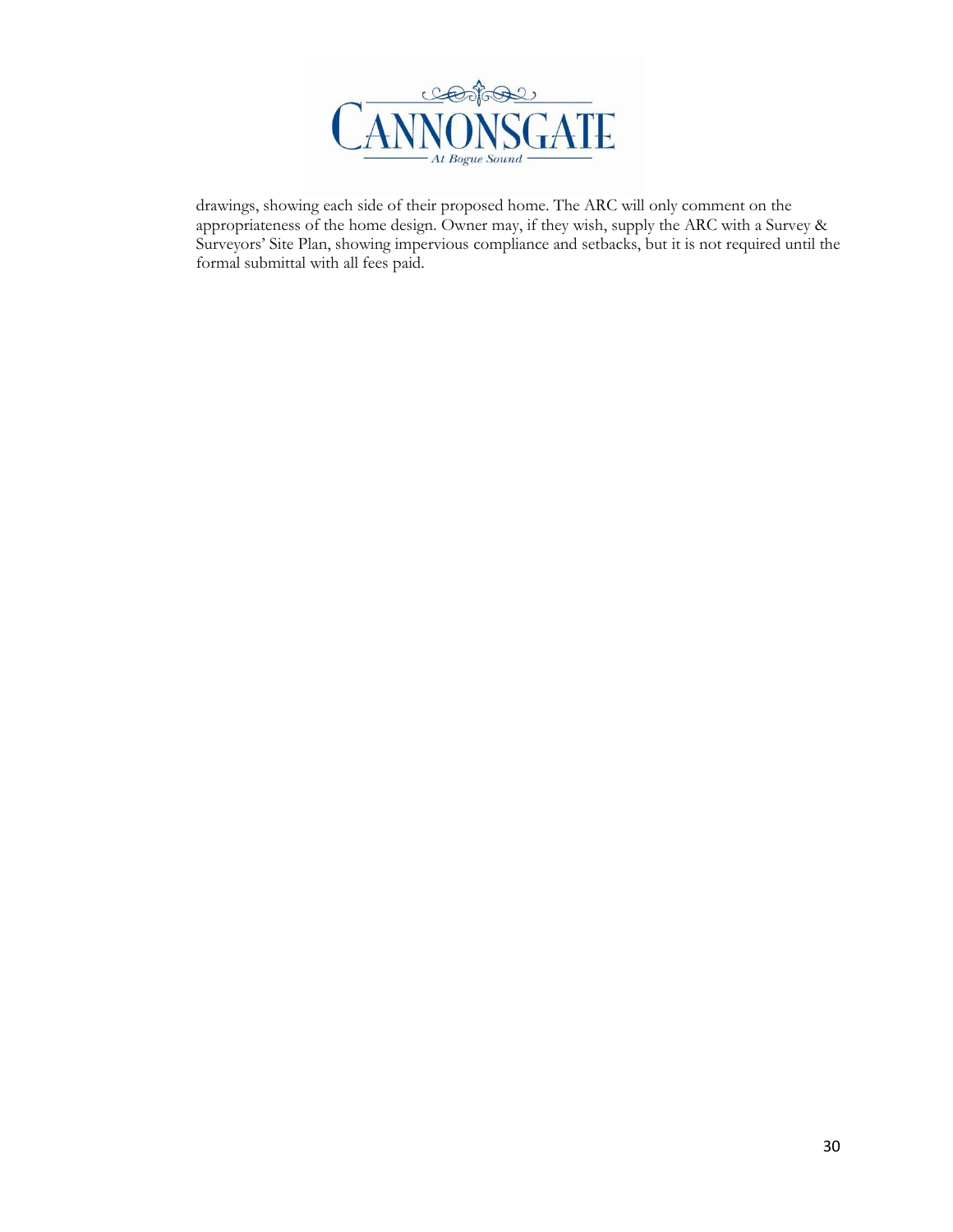drawings, showing each side of their proposed home. The ARC will only comment on the appropriateness of the home design. Owner may, if they wish, supply the ARC with a Survey & Surveyors' Site Plan, showing impervious compliance and setbacks, but it is not required until the formal submittal with all fees paid.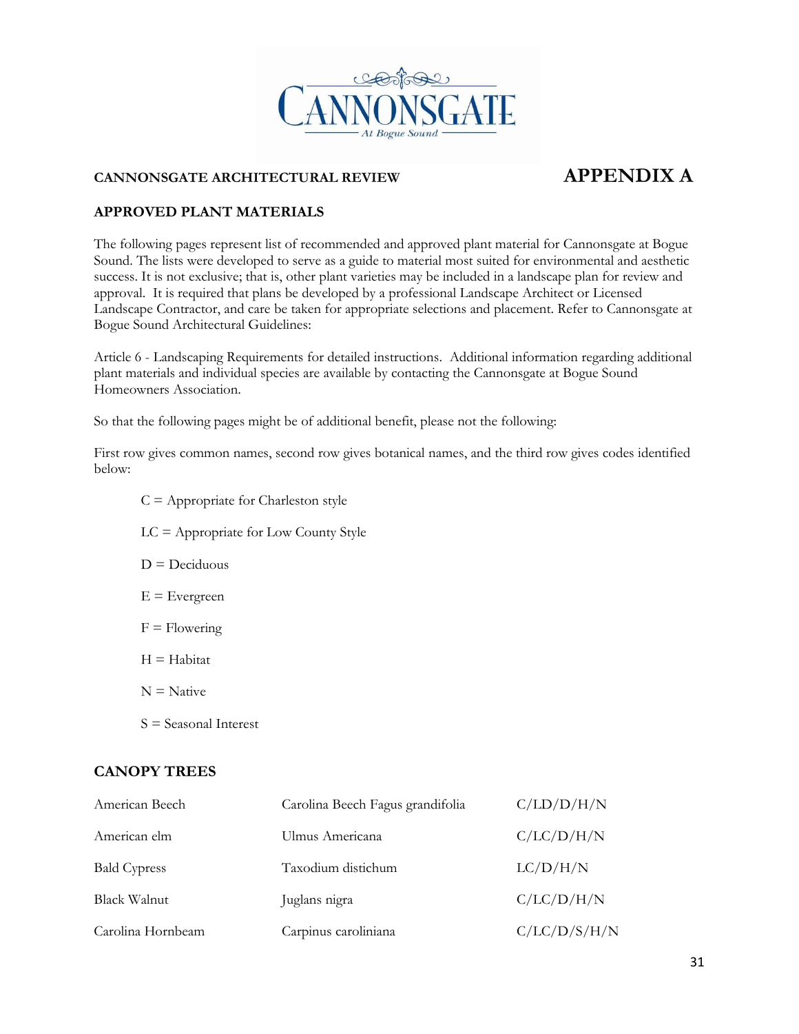**CANNONSGATE ARCHITECTURAL REVIEW**

# APPENDIX A

**APPROVED PLANT MATERIALS**

The following pages represent list of recommended and approved plant material for Cannonsgate at Bogue Sound. The lists were developed to serve as a guide to material most suited for environmental and aesthetic success. It is not exclusive; that is, other plant varieties may be included in a landscape plan for review and approval. It is required that plans be developed by a professional Landscape Architect or Licensed Landscape Contractor, and care be taken for appropriate selections and placement. Refer to Cannonsgate at Bogue Sound Architectural Guidelines:

Article 6 - Landscaping Requirements for detailed instructions. Additional information regarding additional plant materials and individual species are available by contacting the Cannonsgate at Bogue Sound Homeowners Association.

So that the following pages might be of additional benefit, please not the following:

First row gives common names, second row gives botanical names, and the third row gives codes identified below:

- C = Appropriate for Charleston style
- LC = Appropriate for Low County Style
- D = Deciduous
- E = Evergreen
- F = Flowering
- H = Habitat
- N = Native
- S = Seasonal Interest

## CANOPY TREES

| | | |
|---|---|---|
| American Beech | Carolina Beech Fagus grandifolia | C/LD/D/H/N |
| American elm | Ulmus Americana | C/LC/D/H/N |
| Bald Cypress | Taxodium distichum | LC/D/H/N |
| Black Walnut | Juglans nigra | C/LC/D/H/N |
| Carolina Hornbeam | Carpinus caroliniana | C/LC/D/S/H/N |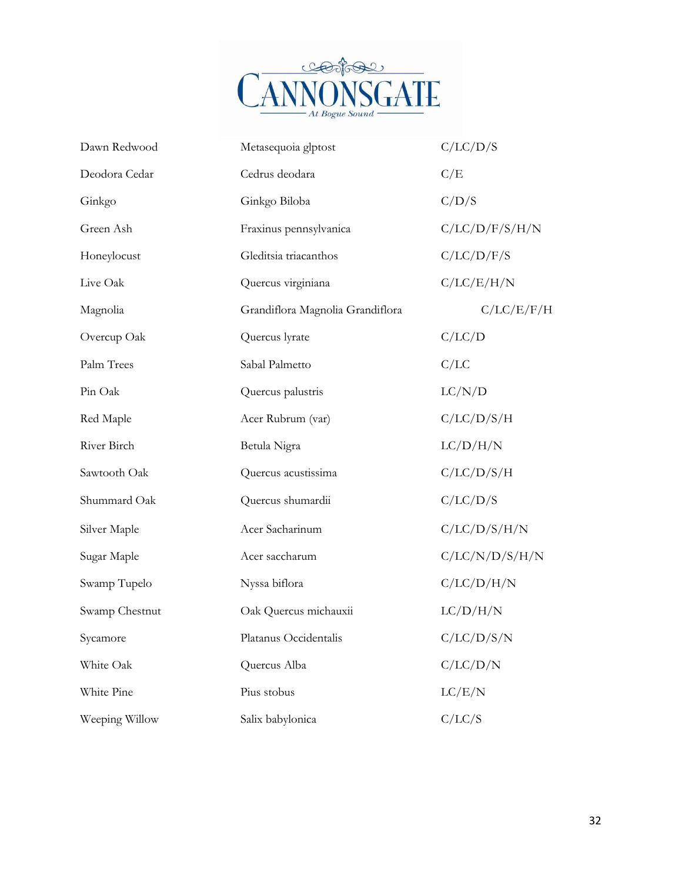CANNONSGATE

*At Bogue Sound*

| | | |
|---|---|---|
| Dawn Redwood | Metasequoia glptost | C/LC/D/S |
| Deodora Cedar | Cedrus deodara | C/E |
| Ginkgo | Ginkgo Biloba | C/D/S |
| Green Ash | Fraxinus pennsylvanica | C/LC/D/F/S/H/N |
| Honeylocust | Gleditsia triacanthos | C/LC/D/F/S |
| Live Oak | Quercus virginiana | C/LC/E/H/N |
| Magnolia | Grandiflora Magnolia Grandiflora | C/LC/E/F/H |
| Overcup Oak | Quercus lyrate | C/LC/D |
| Palm Trees | Sabal Palmetto | C/LC |
| Pin Oak | Quercus palustris | LC/N/D |
| Red Maple | Acer Rubrum (var) | C/LC/D/S/H |
| River Birch | Betula Nigra | LC/D/H/N |
| Sawtooth Oak | Quercus acustissima | C/LC/D/S/H |
| Shummard Oak | Quercus shumardii | C/LC/D/S |
| Silver Maple | Acer Sacharinum | C/LC/D/S/H/N |
| Sugar Maple | Acer saccharum | C/LC/N/D/S/H/N |
| Swamp Tupelo | Nyssa biflora | C/LC/D/H/N |
| Swamp Chestnut | Oak Quercus michauxii | LC/D/H/N |
| Sycamore | Platanus Occidentalis | C/LC/D/S/N |
| White Oak | Quercus Alba | C/LC/D/N |
| White Pine | Pius stobus | LC/E/N |
| Weeping Willow | Salix babylonica | C/LC/S |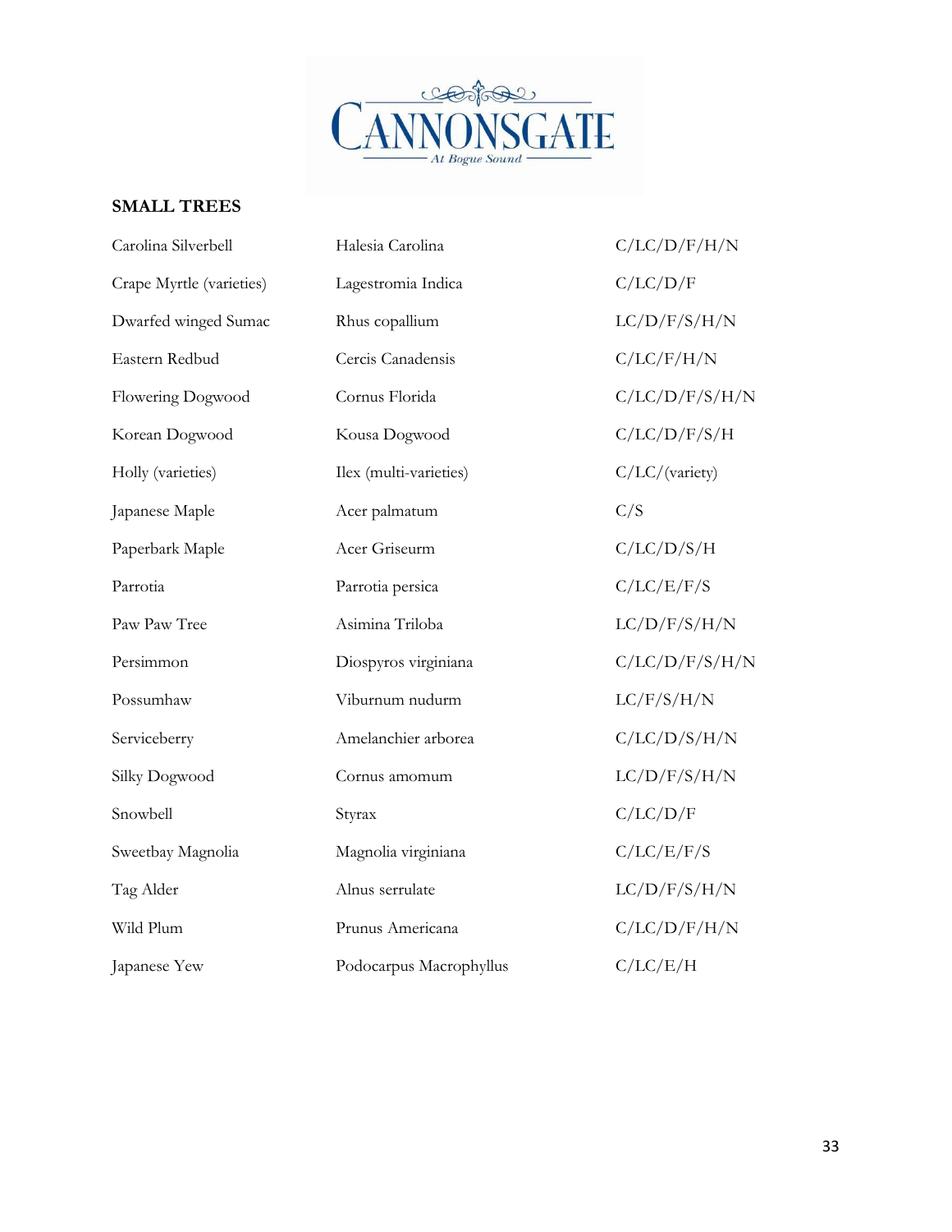## SMALL TREES

| | | |
|---|---|---|
| Carolina Silverbell | Halesia Carolina | C/LC/D/F/H/N |
| Crape Myrtle (varieties) | Lagestromia Indica | C/LC/D/F |
| Dwarfed winged Sumac | Rhus copallium | LC/D/F/S/H/N |
| Eastern Redbud | Cercis Canadensis | C/LC/F/H/N |
| Flowering Dogwood | Cornus Florida | C/LC/D/F/S/H/N |
| Korean Dogwood | Kousa Dogwood | C/LC/D/F/S/H |
| Holly (varieties) | Ilex (multi-varieties) | C/LC/(variety) |
| Japanese Maple | Acer palmatum | C/S |
| Paperbark Maple | Acer Griseurm | C/LC/D/S/H |
| Parrotia | Parrotia persica | C/LC/E/F/S |
| Paw Paw Tree | Asimina Triloba | LC/D/F/S/H/N |
| Persimmon | Diospyros virginiana | C/LC/D/F/S/H/N |
| Possumhaw | Viburnum nudurm | LC/F/S/H/N |
| Serviceberry | Amelanchier arborea | C/LC/D/S/H/N |
| Silky Dogwood | Cornus amomum | LC/D/F/S/H/N |
| Snowbell | Styrax | C/LC/D/F |
| Sweetbay Magnolia | Magnolia virginiana | C/LC/E/F/S |
| Tag Alder | Alnus serrulate | LC/D/F/S/H/N |
| Wild Plum | Prunus Americana | C/LC/D/F/H/N |
| Japanese Yew | Podocarpus Macrophyllus | C/LC/E/H |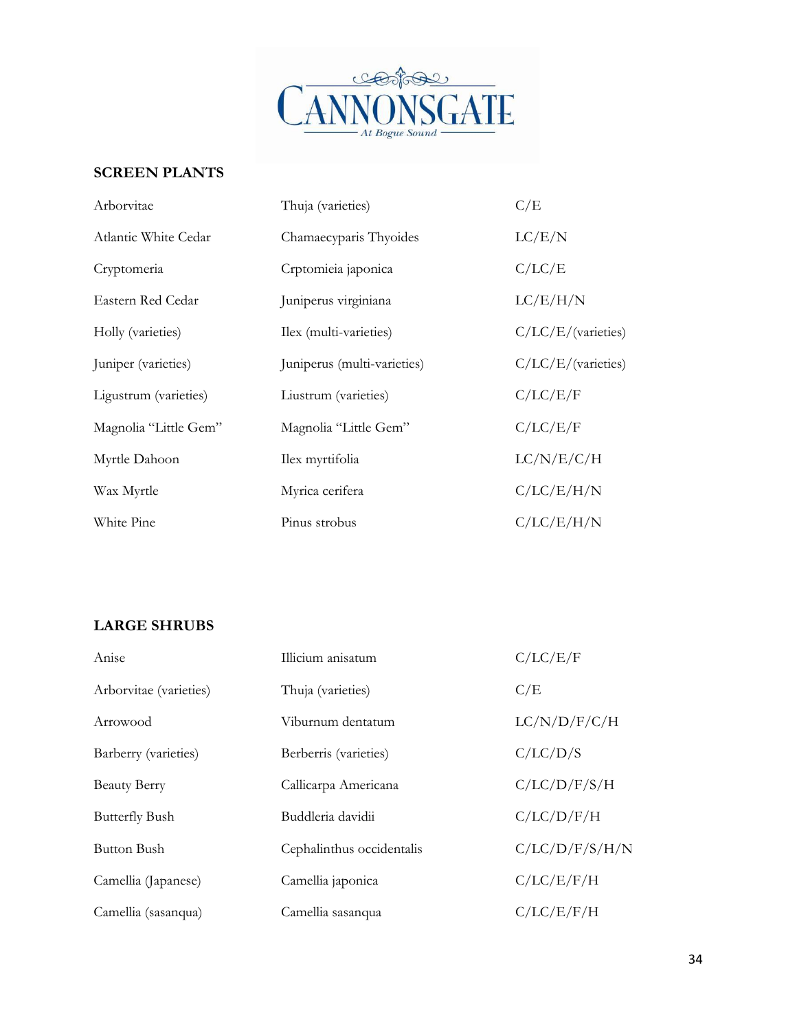## SCREEN PLANTS

| | | |
|---|---|---|
| Arborvitae | Thuja (varieties) | C/E |
| Atlantic White Cedar | Chamaecyparis Thyoides | LC/E/N |
| Cryptomeria | Crptomieia japonica | C/LC/E |
| Eastern Red Cedar | Juniperus virginiana | LC/E/H/N |
| Holly (varieties) | Ilex (multi-varieties) | C/LC/E/(varieties) |
| Juniper (varieties) | Juniperus (multi-varieties) | C/LC/E/(varieties) |
| Ligustrum (varieties) | Liustrum (varieties) | C/LC/E/F |
| Magnolia "Little Gem" | Magnolia "Little Gem" | C/LC/E/F |
| Myrtle Dahoon | Ilex myrtifolia | LC/N/E/C/H |
| Wax Myrtle | Myrica cerifera | C/LC/E/H/N |
| White Pine | Pinus strobus | C/LC/E/H/N |

## LARGE SHRUBS

| | | |
|---|---|---|
| Anise | Illicium anisatum | C/LC/E/F |
| Arborvitae (varieties) | Thuja (varieties) | C/E |
| Arrowood | Viburnum dentatum | LC/N/D/F/C/H |
| Barberry (varieties) | Berberris (varieties) | C/LC/D/S |
| Beauty Berry | Callicarpa Americana | C/LC/D/F/S/H |
| Butterfly Bush | Buddleria davidii | C/LC/D/F/H |
| Button Bush | Cephalinthus occidentalis | C/LC/D/F/S/H/N |
| Camellia (Japanese) | Camellia japonica | C/LC/E/F/H |
| Camellia (sasanqua) | Camellia sasanqua | C/LC/E/F/H |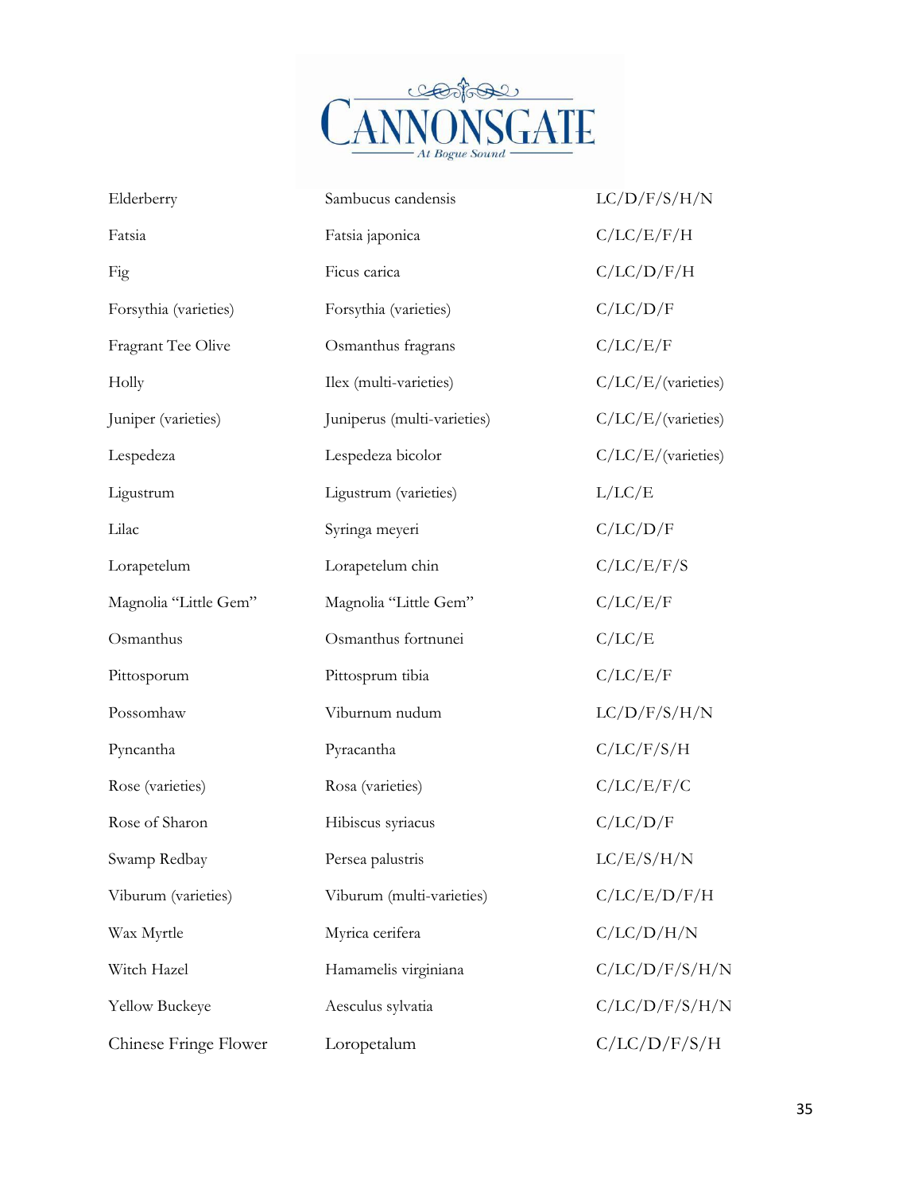| | | |
|---|---|---|
| Elderberry | Sambucus candensis | LC/D/F/S/H/N |
| Fatsia | Fatsia japonica | C/LC/E/F/H |
| Fig | Ficus carica | C/LC/D/F/H |
| Forsythia (varieties) | Forsythia (varieties) | C/LC/D/F |
| Fragrant Tee Olive | Osmanthus fragrans | C/LC/E/F |
| Holly | Ilex (multi-varieties) | C/LC/E/(varieties) |
| Juniper (varieties) | Juniperus (multi-varieties) | C/LC/E/(varieties) |
| Lespedeza | Lespedeza bicolor | C/LC/E/(varieties) |
| Ligustrum | Ligustrum (varieties) | L/LC/E |
| Lilac | Syringa meyeri | C/LC/D/F |
| Lorapetelum | Lorapetelum chin | C/LC/E/F/S |
| Magnolia "Little Gem" | Magnolia "Little Gem" | C/LC/E/F |
| Osmanthus | Osmanthus fortnunei | C/LC/E |
| Pittosporum | Pittosprum tibia | C/LC/E/F |
| Possomhaw | Viburnum nudum | LC/D/F/S/H/N |
| Pyncantha | Pyracantha | C/LC/F/S/H |
| Rose (varieties) | Rosa (varieties) | C/LC/E/F/C |
| Rose of Sharon | Hibiscus syriacus | C/LC/D/F |
| Swamp Redbay | Persea palustris | LC/E/S/H/N |
| Viburum (varieties) | Viburum (multi-varieties) | C/LC/E/D/F/H |
| Wax Myrtle | Myrica cerifera | C/LC/D/H/N |
| Witch Hazel | Hamamelis virginiana | C/LC/D/F/S/H/N |
| Yellow Buckeye | Aesculus sylvatia | C/LC/D/F/S/H/N |
| Chinese Fringe Flower | Loropetalum | C/LC/D/F/S/H |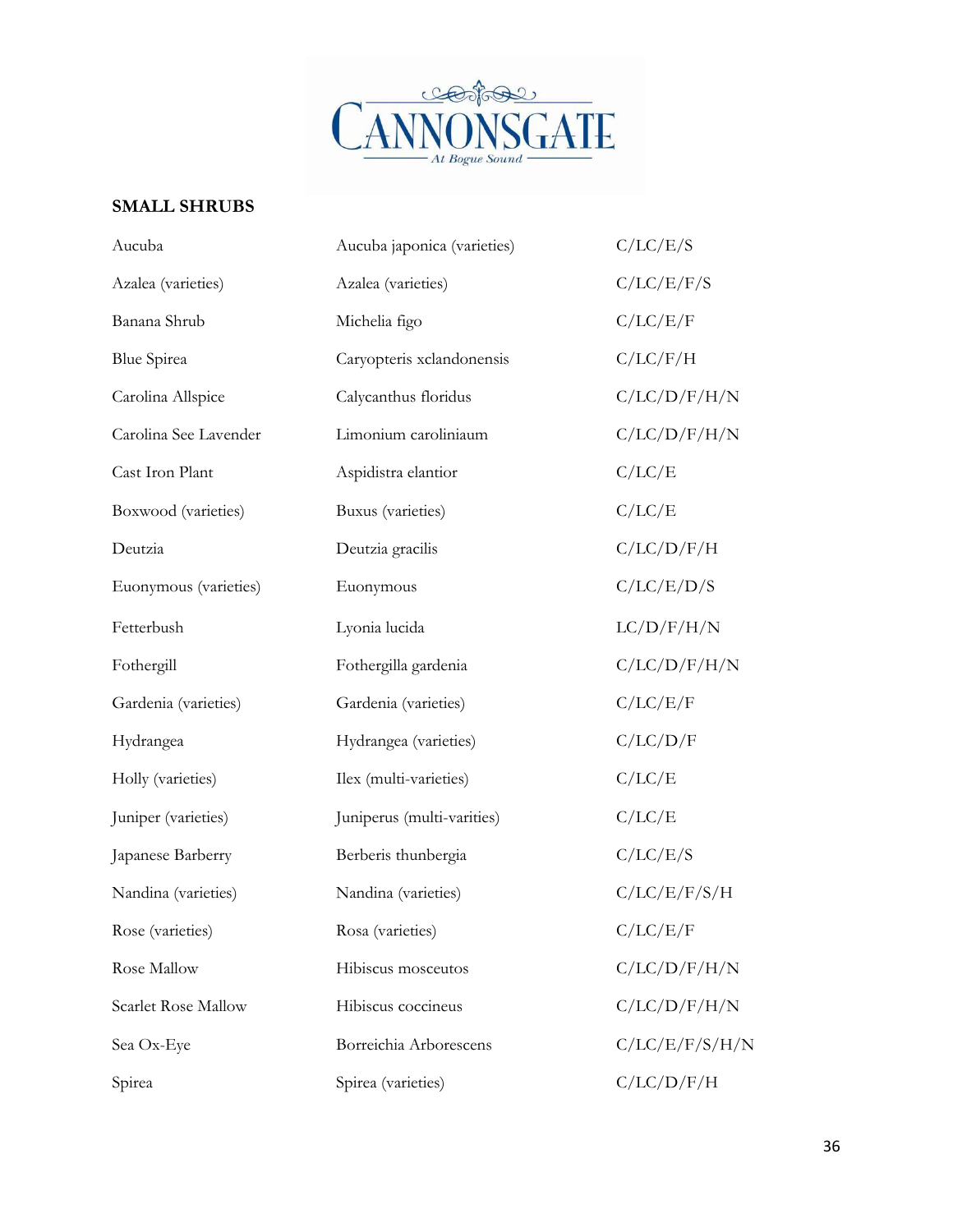## SMALL SHRUBS

| | | |
|---|---|---|
| Aucuba | Aucuba japonica (varieties) | C/LC/E/S |
| Azalea (varieties) | Azalea (varieties) | C/LC/E/F/S |
| Banana Shrub | Michelia figo | C/LC/E/F |
| Blue Spirea | Caryopteris xclandonensis | C/LC/F/H |
| Carolina Allspice | Calycanthus floridus | C/LC/D/F/H/N |
| Carolina See Lavender | Limonium caroliniaum | C/LC/D/F/H/N |
| Cast Iron Plant | Aspidistra elantior | C/LC/E |
| Boxwood (varieties) | Buxus (varieties) | C/LC/E |
| Deutzia | Deutzia gracilis | C/LC/D/F/H |
| Euonymous (varieties) | Euonymous | C/LC/E/D/S |
| Fetterbush | Lyonia lucida | LC/D/F/H/N |
| Fothergill | Fothergilla gardenia | C/LC/D/F/H/N |
| Gardenia (varieties) | Gardenia (varieties) | C/LC/E/F |
| Hydrangea | Hydrangea (varieties) | C/LC/D/F |
| Holly (varieties) | Ilex (multi-varieties) | C/LC/E |
| Juniper (varieties) | Juniperus (multi-varities) | C/LC/E |
| Japanese Barberry | Berberis thunbergia | C/LC/E/S |
| Nandina (varieties) | Nandina (varieties) | C/LC/E/F/S/H |
| Rose (varieties) | Rosa (varieties) | C/LC/E/F |
| Rose Mallow | Hibiscus mosceutos | C/LC/D/F/H/N |
| Scarlet Rose Mallow | Hibiscus coccineus | C/LC/D/F/H/N |
| Sea Ox-Eye | Borreichia Arborescens | C/LC/E/F/S/H/N |
| Spirea | Spirea (varieties) | C/LC/D/F/H |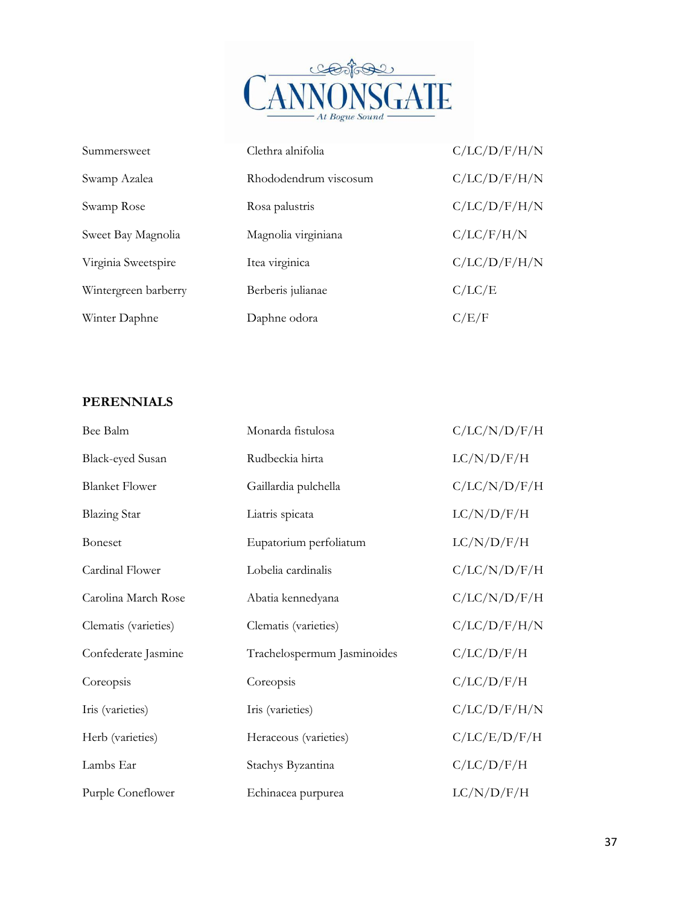| | | |
|---|---|---|
| Summersweet | Clethra alnifolia | C/LC/D/F/H/N |
| Swamp Azalea | Rhododendrum viscosum | C/LC/D/F/H/N |
| Swamp Rose | Rosa palustris | C/LC/D/F/H/N |
| Sweet Bay Magnolia | Magnolia virginiana | C/LC/F/H/N |
| Virginia Sweetspire | Itea virginica | C/LC/D/F/H/N |
| Wintergreen barberry | Berberis julianae | C/LC/E |
| Winter Daphne | Daphne odora | C/E/F |

**PERENNIALS**

| | | |
|---|---|---|
| Bee Balm | Monarda fistulosa | C/LC/N/D/F/H |
| Black-eyed Susan | Rudbeckia hirta | LC/N/D/F/H |
| Blanket Flower | Gaillardia pulchella | C/LC/N/D/F/H |
| Blazing Star | Liatris spicata | LC/N/D/F/H |
| Boneset | Eupatorium perfoliatum | LC/N/D/F/H |
| Cardinal Flower | Lobelia cardinalis | C/LC/N/D/F/H |
| Carolina March Rose | Abatia kennedyana | C/LC/N/D/F/H |
| Clematis (varieties) | Clematis (varieties) | C/LC/D/F/H/N |
| Confederate Jasmine | Trachelospermum Jasminoides | C/LC/D/F/H |
| Coreopsis | Coreopsis | C/LC/D/F/H |
| Iris (varieties) | Iris (varieties) | C/LC/D/F/H/N |
| Herb (varieties) | Heraceous (varieties) | C/LC/E/D/F/H |
| Lambs Ear | Stachys Byzantina | C/LC/D/F/H |
| Purple Coneflower | Echinacea purpurea | LC/N/D/F/H |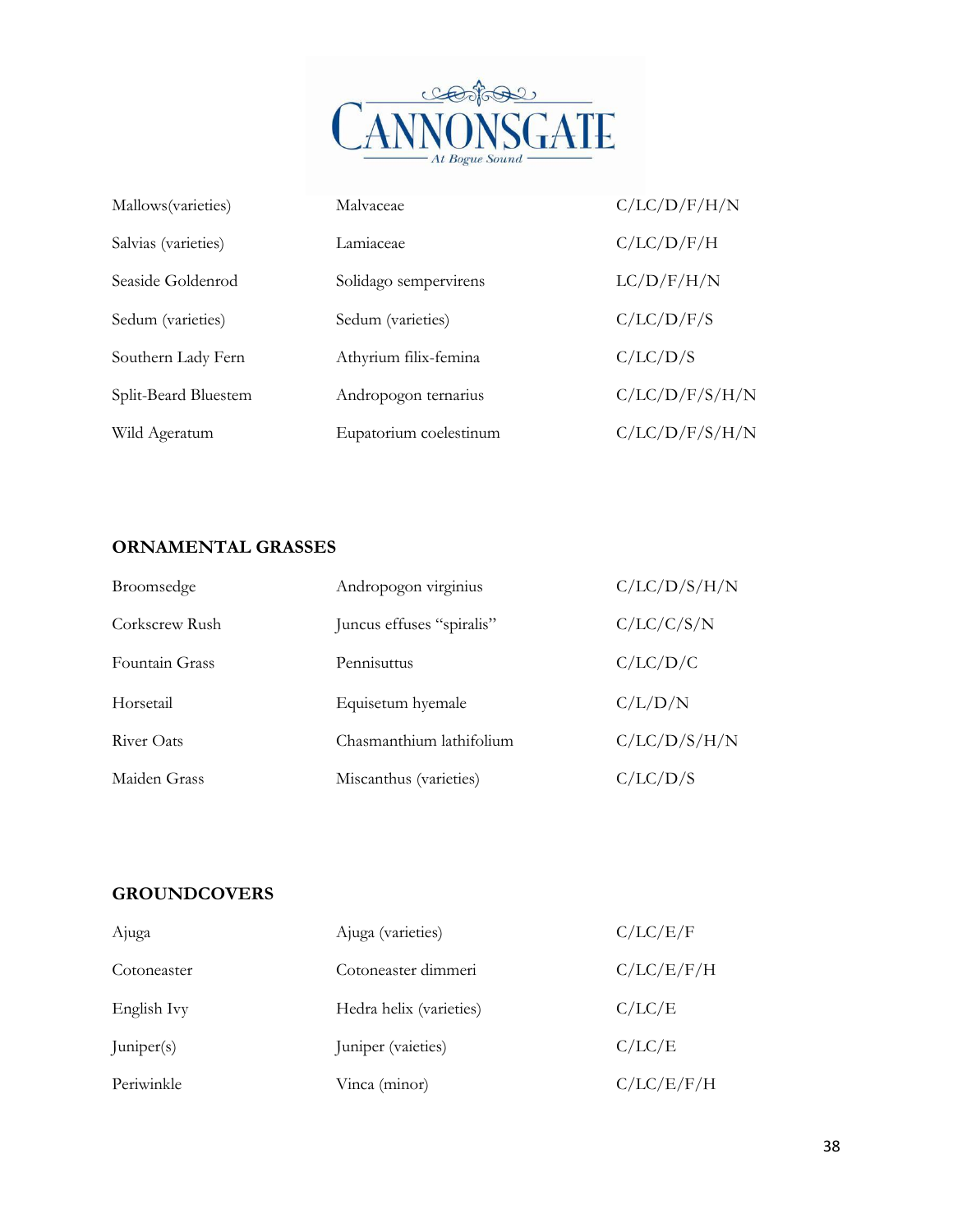| | | |
|---|---|---|
| Mallows(varieties) | Malvaceae | C/LC/D/F/H/N |
| Salvias (varieties) | Lamiaceae | C/LC/D/F/H |
| Seaside Goldenrod | Solidago sempervirens | LC/D/F/H/N |
| Sedum (varieties) | Sedum (varieties) | C/LC/D/F/S |
| Southern Lady Fern | Athyrium filix-femina | C/LC/D/S |
| Split-Beard Bluestem | Andropogon ternarius | C/LC/D/F/S/H/N |
| Wild Ageratum | Eupatorium coelestinum | C/LC/D/F/S/H/N |

**ORNAMENTAL GRASSES**

| | | |
|---|---|---|
| Broomsedge | Andropogon virginius | C/LC/D/S/H/N |
| Corkscrew Rush | Juncus effuses "spiralis" | C/LC/C/S/N |
| Fountain Grass | Pennisuttus | C/LC/D/C |
| Horsetail | Equisetum hyemale | C/L/D/N |
| River Oats | Chasmanthium lathifolium | C/LC/D/S/H/N |
| Maiden Grass | Miscanthus (varieties) | C/LC/D/S |

**GROUNDCOVERS**

| | | |
|---|---|---|
| Ajuga | Ajuga (varieties) | C/LC/E/F |
| Cotoneaster | Cotoneaster dimmeri | C/LC/E/F/H |
| English Ivy | Hedra helix (varieties) | C/LC/E |
| Juniper(s) | Juniper (vaieties) | C/LC/E |
| Periwinkle | Vinca (minor) | C/LC/E/F/H |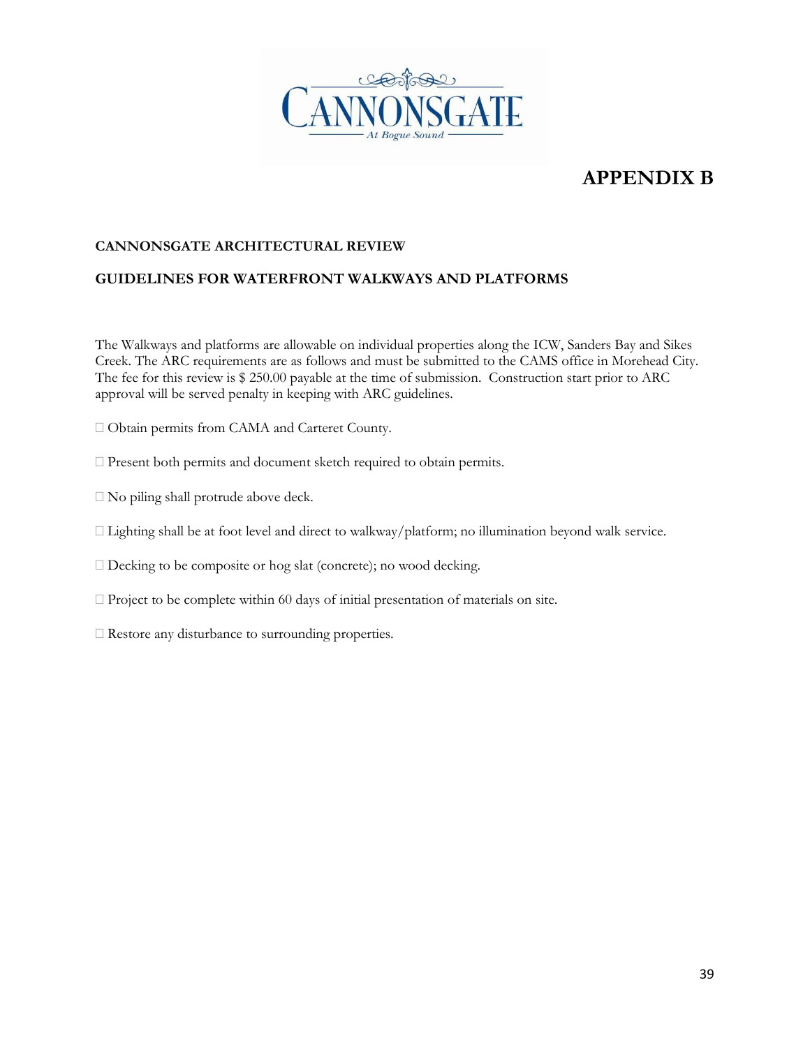# APPENDIX B

**CANNONSGATE ARCHITECTURAL REVIEW**

**GUIDELINES FOR WATERFRONT WALKWAYS AND PLATFORMS**

The Walkways and platforms are allowable on individual properties along the ICW, Sanders Bay and Sikes Creek. The ARC requirements are as follows and must be submitted to the CAMS office in Morehead City. The fee for this review is $ 250.00 payable at the time of submission. Construction start prior to ARC approval will be served penalty in keeping with ARC guidelines.

- Obtain permits from CAMA and Carteret County.
- Present both permits and document sketch required to obtain permits.
- No piling shall protrude above deck.
- Lighting shall be at foot level and direct to walkway/platform; no illumination beyond walk service.
- Decking to be composite or hog slat (concrete); no wood decking.
- Project to be complete within 60 days of initial presentation of materials on site.
- Restore any disturbance to surrounding properties.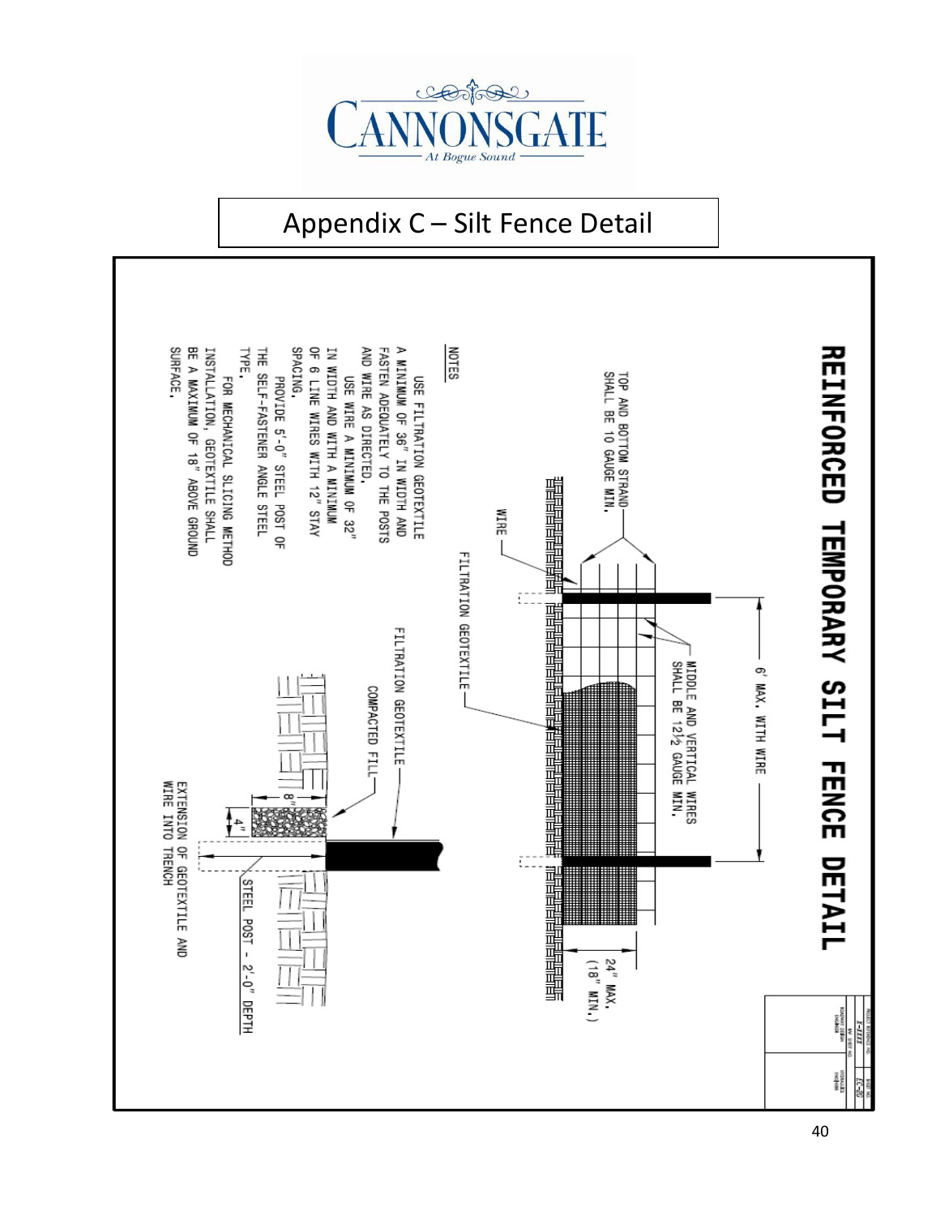# Appendix C – Silt Fence Detail

## REINFORCED TEMPORARY SILT FENCE DETAIL

6' MAX. WITH WIRE

TOP AND BOTTOM STRAND SHALL BE 10 GAUGE MIN.

MIDDLE AND VERTICAL WIRES SHALL BE 12½ GAUGE MIN.

WIRE

FILTRATION GEOTEXTILE

24" MAX. (18" MIN.)

FILTRATION GEOTEXTILE

COMPACTED FILL

8"

4"

STEEL POST - 2'-0" DEPTH

EXTENSION OF GEOTEXTILE AND WIRE INTO TRENCH

NOTES

USE FILTRATION GEOTEXTILE A MINIMUM OF 36" IN WIDTH AND FASTEN ADEQUATELY TO THE POSTS AND WIRE AS DIRECTED.

USE WIRE A MINIMUM OF 32" IN WIDTH AND WITH A MINIMUM OF 6 LINE WIRES WITH 12" STAY SPACING.

PROVIDE 5'-0" STEEL POST OF THE SELF-FASTENER ANGLE STEEL TYPE.

FOR MECHANICAL SLICING METHOD INSTALLATION, GEOTEXTILE SHALL BE A MAXIMUM OF 18" ABOVE GROUND SURFACE.